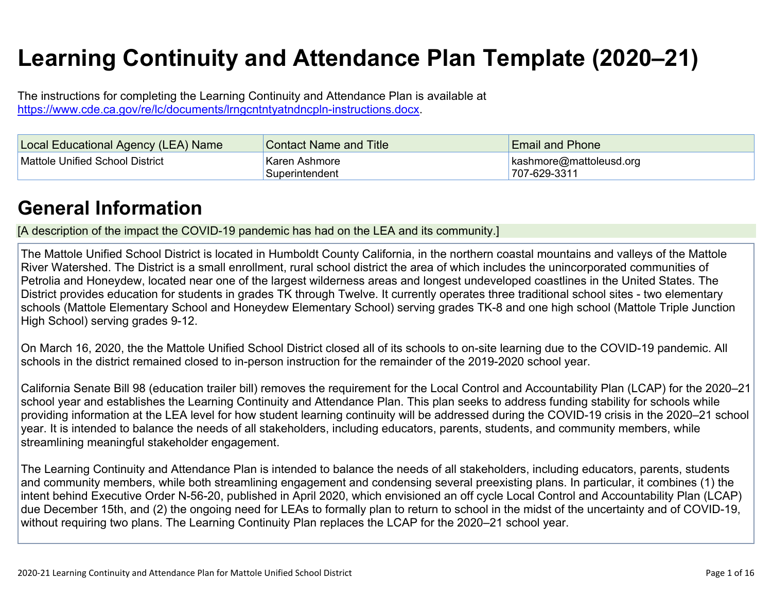# Learning Continuity and Attendance Plan Template (2020–21)

The instructions for completing the Learning Continuity and Attendance Plan is available at https://www.cde.ca.gov/re/lc/documents/lrngcntntyatndncpln-instructions.docx.

| Local Educational Agency (LEA) Name | Contact Name and Title | Email and Phone |
|---|---|---|
| Mattole Unified School District | Karen Ashmore<br>Superintendent | kashmore@mattoleusd.org<br>707-629-3311 |

## General Information

[A description of the impact the COVID-19 pandemic has had on the LEA and its community.]

The Mattole Unified School District is located in Humboldt County California, in the northern coastal mountains and valleys of the Mattole River Watershed. The District is a small enrollment, rural school district the area of which includes the unincorporated communities of Petrolia and Honeydew, located near one of the largest wilderness areas and longest undeveloped coastlines in the United States. The District provides education for students in grades TK through Twelve. It currently operates three traditional school sites - two elementary schools (Mattole Elementary School and Honeydew Elementary School) serving grades TK-8 and one high school (Mattole Triple Junction High School) serving grades 9-12.

On March 16, 2020, the the Mattole Unified School District closed all of its schools to on-site learning due to the COVID-19 pandemic. All schools in the district remained closed to in-person instruction for the remainder of the 2019-2020 school year.

California Senate Bill 98 (education trailer bill) removes the requirement for the Local Control and Accountability Plan (LCAP) for the 2020–21 school year and establishes the Learning Continuity and Attendance Plan. This plan seeks to address funding stability for schools while providing information at the LEA level for how student learning continuity will be addressed during the COVID-19 crisis in the 2020–21 school year. It is intended to balance the needs of all stakeholders, including educators, parents, students, and community members, while streamlining meaningful stakeholder engagement.

The Learning Continuity and Attendance Plan is intended to balance the needs of all stakeholders, including educators, parents, students and community members, while both streamlining engagement and condensing several preexisting plans. In particular, it combines (1) the intent behind Executive Order N-56-20, published in April 2020, which envisioned an off cycle Local Control and Accountability Plan (LCAP) due December 15th, and (2) the ongoing need for LEAs to formally plan to return to school in the midst of the uncertainty and of COVID-19, without requiring two plans. The Learning Continuity Plan replaces the LCAP for the 2020–21 school year.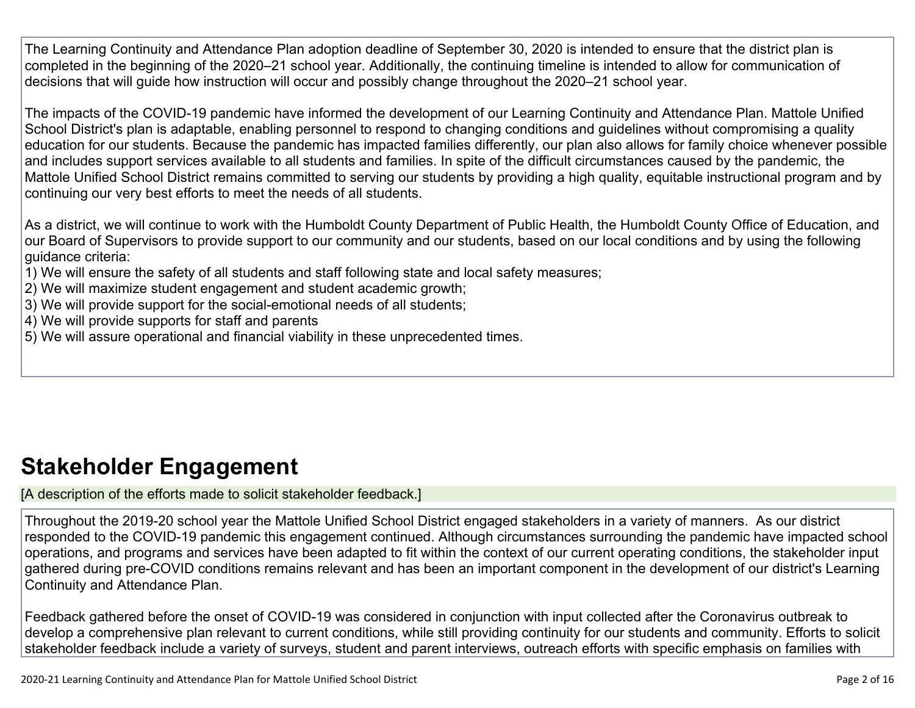The Learning Continuity and Attendance Plan adoption deadline of September 30, 2020 is intended to ensure that the district plan is completed in the beginning of the 2020–21 school year. Additionally, the continuing timeline is intended to allow for communication of decisions that will guide how instruction will occur and possibly change throughout the 2020–21 school year.

The impacts of the COVID-19 pandemic have informed the development of our Learning Continuity and Attendance Plan. Mattole Unified School District's plan is adaptable, enabling personnel to respond to changing conditions and guidelines without compromising a quality education for our students. Because the pandemic has impacted families differently, our plan also allows for family choice whenever possible and includes support services available to all students and families. In spite of the difficult circumstances caused by the pandemic, the Mattole Unified School District remains committed to serving our students by providing a high quality, equitable instructional program and by continuing our very best efforts to meet the needs of all students.

As a district, we will continue to work with the Humboldt County Department of Public Health, the Humboldt County Office of Education, and our Board of Supervisors to provide support to our community and our students, based on our local conditions and by using the following guidance criteria:
1) We will ensure the safety of all students and staff following state and local safety measures;
2) We will maximize student engagement and student academic growth;
3) We will provide support for the social-emotional needs of all students;
4) We will provide supports for staff and parents
5) We will assure operational and financial viability in these unprecedented times.

# Stakeholder Engagement

[A description of the efforts made to solicit stakeholder feedback.]

Throughout the 2019-20 school year the Mattole Unified School District engaged stakeholders in a variety of manners. As our district responded to the COVID-19 pandemic this engagement continued. Although circumstances surrounding the pandemic have impacted school operations, and programs and services have been adapted to fit within the context of our current operating conditions, the stakeholder input gathered during pre-COVID conditions remains relevant and has been an important component in the development of our district's Learning Continuity and Attendance Plan.

Feedback gathered before the onset of COVID-19 was considered in conjunction with input collected after the Coronavirus outbreak to develop a comprehensive plan relevant to current conditions, while still providing continuity for our students and community. Efforts to solicit stakeholder feedback include a variety of surveys, student and parent interviews, outreach efforts with specific emphasis on families with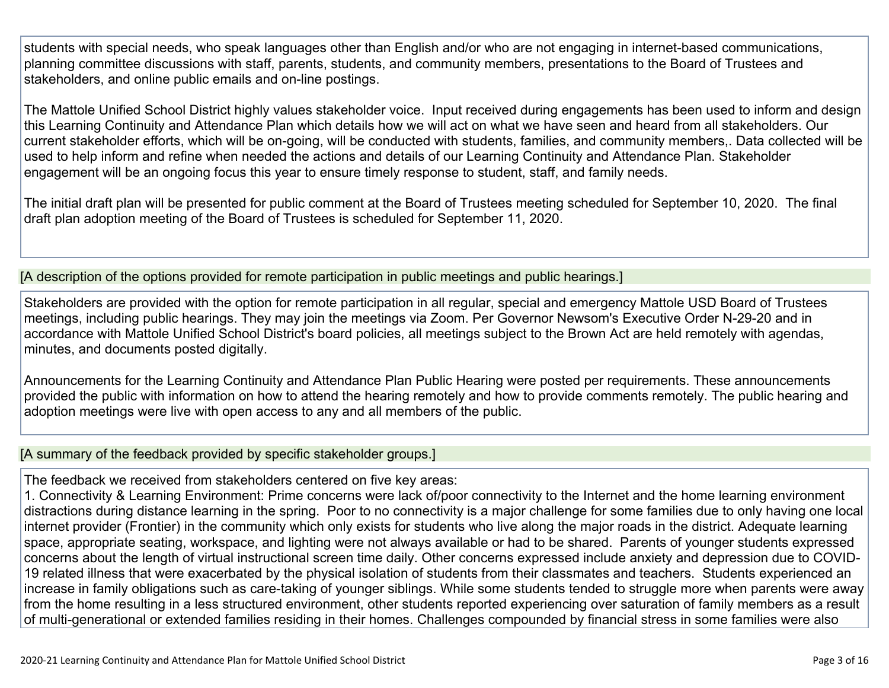students with special needs, who speak languages other than English and/or who are not engaging in internet-based communications, planning committee discussions with staff, parents, students, and community members, presentations to the Board of Trustees and stakeholders, and online public emails and on-line postings.

The Mattole Unified School District highly values stakeholder voice. Input received during engagements has been used to inform and design this Learning Continuity and Attendance Plan which details how we will act on what we have seen and heard from all stakeholders. Our current stakeholder efforts, which will be on-going, will be conducted with students, families, and community members,. Data collected will be used to help inform and refine when needed the actions and details of our Learning Continuity and Attendance Plan. Stakeholder engagement will be an ongoing focus this year to ensure timely response to student, staff, and family needs.

The initial draft plan will be presented for public comment at the Board of Trustees meeting scheduled for September 10, 2020. The final draft plan adoption meeting of the Board of Trustees is scheduled for September 11, 2020.

[A description of the options provided for remote participation in public meetings and public hearings.]

Stakeholders are provided with the option for remote participation in all regular, special and emergency Mattole USD Board of Trustees meetings, including public hearings. They may join the meetings via Zoom. Per Governor Newsom's Executive Order N-29-20 and in accordance with Mattole Unified School District's board policies, all meetings subject to the Brown Act are held remotely with agendas, minutes, and documents posted digitally.

Announcements for the Learning Continuity and Attendance Plan Public Hearing were posted per requirements. These announcements provided the public with information on how to attend the hearing remotely and how to provide comments remotely. The public hearing and adoption meetings were live with open access to any and all members of the public.

[A summary of the feedback provided by specific stakeholder groups.]

The feedback we received from stakeholders centered on five key areas:

1. Connectivity & Learning Environment: Prime concerns were lack of/poor connectivity to the Internet and the home learning environment distractions during distance learning in the spring. Poor to no connectivity is a major challenge for some families due to only having one local internet provider (Frontier) in the community which only exists for students who live along the major roads in the district. Adequate learning space, appropriate seating, workspace, and lighting were not always available or had to be shared. Parents of younger students expressed concerns about the length of virtual instructional screen time daily. Other concerns expressed include anxiety and depression due to COVID-19 related illness that were exacerbated by the physical isolation of students from their classmates and teachers. Students experienced an increase in family obligations such as care-taking of younger siblings. While some students tended to struggle more when parents were away from the home resulting in a less structured environment, other students reported experiencing over saturation of family members as a result of multi-generational or extended families residing in their homes. Challenges compounded by financial stress in some families were also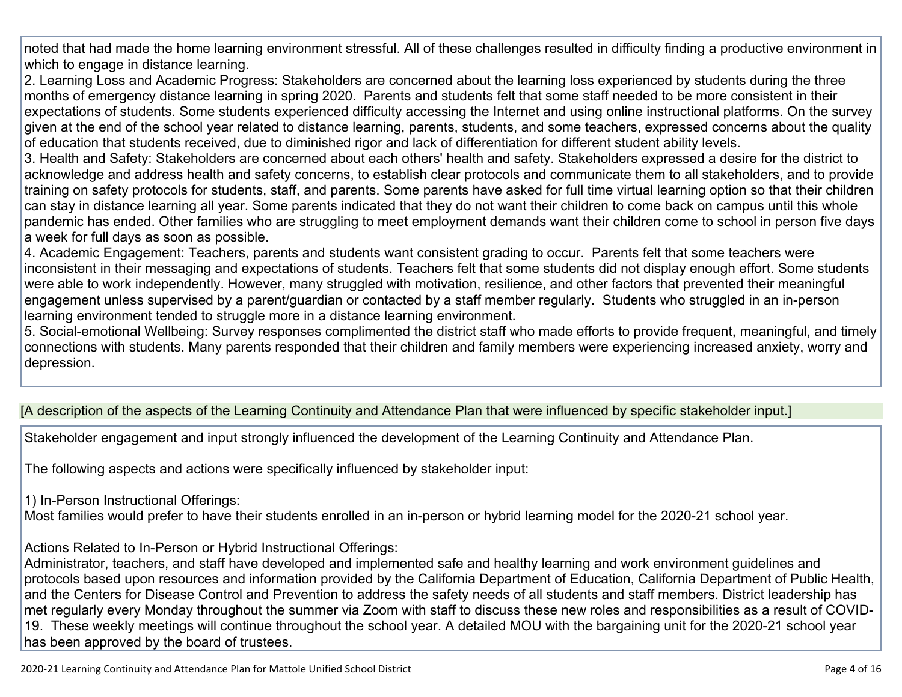noted that had made the home learning environment stressful. All of these challenges resulted in difficulty finding a productive environment in which to engage in distance learning.
2. Learning Loss and Academic Progress: Stakeholders are concerned about the learning loss experienced by students during the three months of emergency distance learning in spring 2020. Parents and students felt that some staff needed to be more consistent in their expectations of students. Some students experienced difficulty accessing the Internet and using online instructional platforms. On the survey given at the end of the school year related to distance learning, parents, students, and some teachers, expressed concerns about the quality of education that students received, due to diminished rigor and lack of differentiation for different student ability levels.
3. Health and Safety: Stakeholders are concerned about each others' health and safety. Stakeholders expressed a desire for the district to acknowledge and address health and safety concerns, to establish clear protocols and communicate them to all stakeholders, and to provide training on safety protocols for students, staff, and parents. Some parents have asked for full time virtual learning option so that their children can stay in distance learning all year. Some parents indicated that they do not want their children to come back on campus until this whole pandemic has ended. Other families who are struggling to meet employment demands want their children come to school in person five days a week for full days as soon as possible.
4. Academic Engagement: Teachers, parents and students want consistent grading to occur. Parents felt that some teachers were inconsistent in their messaging and expectations of students. Teachers felt that some students did not display enough effort. Some students were able to work independently. However, many struggled with motivation, resilience, and other factors that prevented their meaningful engagement unless supervised by a parent/guardian or contacted by a staff member regularly. Students who struggled in an in-person learning environment tended to struggle more in a distance learning environment.
5. Social-emotional Wellbeing: Survey responses complimented the district staff who made efforts to provide frequent, meaningful, and timely connections with students. Many parents responded that their children and family members were experiencing increased anxiety, worry and depression.

[A description of the aspects of the Learning Continuity and Attendance Plan that were influenced by specific stakeholder input.]

Stakeholder engagement and input strongly influenced the development of the Learning Continuity and Attendance Plan.

The following aspects and actions were specifically influenced by stakeholder input:

1) In-Person Instructional Offerings:
Most families would prefer to have their students enrolled in an in-person or hybrid learning model for the 2020-21 school year.

Actions Related to In-Person or Hybrid Instructional Offerings:
Administrator, teachers, and staff have developed and implemented safe and healthy learning and work environment guidelines and protocols based upon resources and information provided by the California Department of Education, California Department of Public Health, and the Centers for Disease Control and Prevention to address the safety needs of all students and staff members. District leadership has met regularly every Monday throughout the summer via Zoom with staff to discuss these new roles and responsibilities as a result of COVID-19. These weekly meetings will continue throughout the school year. A detailed MOU with the bargaining unit for the 2020-21 school year has been approved by the board of trustees.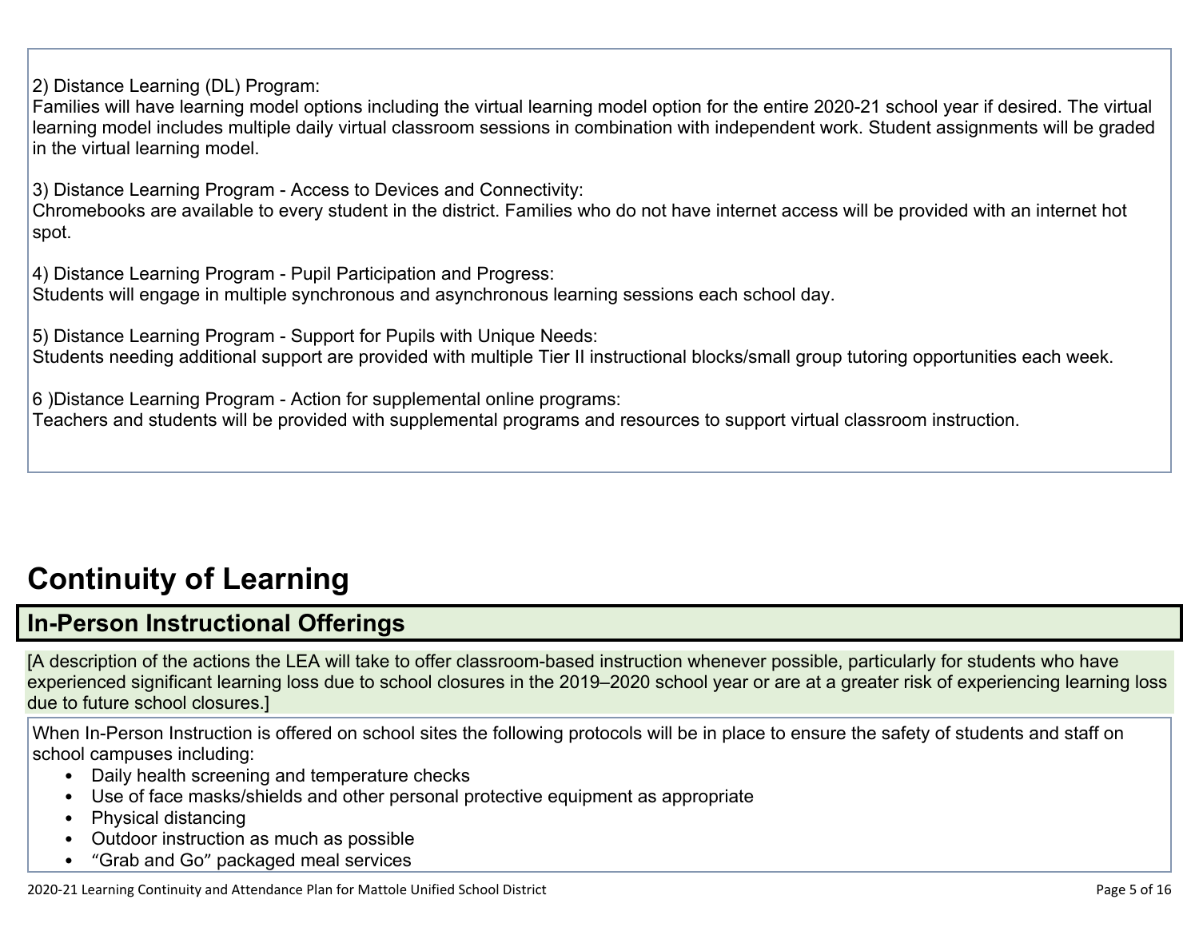2) Distance Learning (DL) Program:
Families will have learning model options including the virtual learning model option for the entire 2020-21 school year if desired. The virtual learning model includes multiple daily virtual classroom sessions in combination with independent work. Student assignments will be graded in the virtual learning model.

3) Distance Learning Program - Access to Devices and Connectivity:
Chromebooks are available to every student in the district. Families who do not have internet access will be provided with an internet hot spot.

4) Distance Learning Program - Pupil Participation and Progress:
Students will engage in multiple synchronous and asynchronous learning sessions each school day.

5) Distance Learning Program - Support for Pupils with Unique Needs:
Students needing additional support are provided with multiple Tier II instructional blocks/small group tutoring opportunities each week.

6 )Distance Learning Program - Action for supplemental online programs:
Teachers and students will be provided with supplemental programs and resources to support virtual classroom instruction.

# Continuity of Learning

## In-Person Instructional Offerings

[A description of the actions the LEA will take to offer classroom-based instruction whenever possible, particularly for students who have experienced significant learning loss due to school closures in the 2019–2020 school year or are at a greater risk of experiencing learning loss due to future school closures.]

When In-Person Instruction is offered on school sites the following protocols will be in place to ensure the safety of students and staff on school campuses including:

- Daily health screening and temperature checks
- Use of face masks/shields and other personal protective equipment as appropriate
- Physical distancing
- Outdoor instruction as much as possible
- "Grab and Go" packaged meal services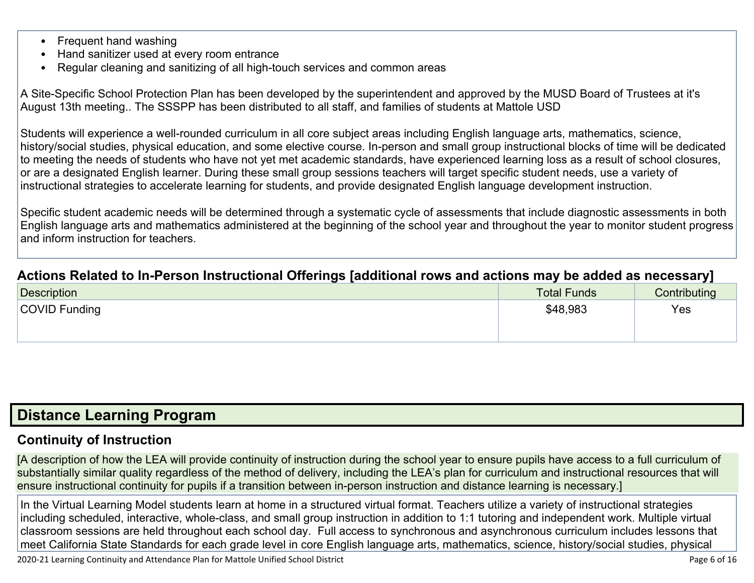- Frequent hand washing
- Hand sanitizer used at every room entrance
- Regular cleaning and sanitizing of all high-touch services and common areas

A Site-Specific School Protection Plan has been developed by the superintendent and approved by the MUSD Board of Trustees at it's August 13th meeting.. The SSSPP has been distributed to all staff, and families of students at Mattole USD

Students will experience a well-rounded curriculum in all core subject areas including English language arts, mathematics, science, history/social studies, physical education, and some elective course. In-person and small group instructional blocks of time will be dedicated to meeting the needs of students who have not yet met academic standards, have experienced learning loss as a result of school closures, or are a designated English learner. During these small group sessions teachers will target specific student needs, use a variety of instructional strategies to accelerate learning for students, and provide designated English language development instruction.

Specific student academic needs will be determined through a systematic cycle of assessments that include diagnostic assessments in both English language arts and mathematics administered at the beginning of the school year and throughout the year to monitor student progress and inform instruction for teachers.

### Actions Related to In-Person Instructional Offerings [additional rows and actions may be added as necessary]

| Description | Total Funds | Contributing |
|---|---|---|
| COVID Funding | $48,983 | Yes |

## Distance Learning Program

### Continuity of Instruction

[A description of how the LEA will provide continuity of instruction during the school year to ensure pupils have access to a full curriculum of substantially similar quality regardless of the method of delivery, including the LEA's plan for curriculum and instructional resources that will ensure instructional continuity for pupils if a transition between in-person instruction and distance learning is necessary.]

In the Virtual Learning Model students learn at home in a structured virtual format. Teachers utilize a variety of instructional strategies including scheduled, interactive, whole-class, and small group instruction in addition to 1:1 tutoring and independent work. Multiple virtual classroom sessions are held throughout each school day. Full access to synchronous and asynchronous curriculum includes lessons that meet California State Standards for each grade level in core English language arts, mathematics, science, history/social studies, physical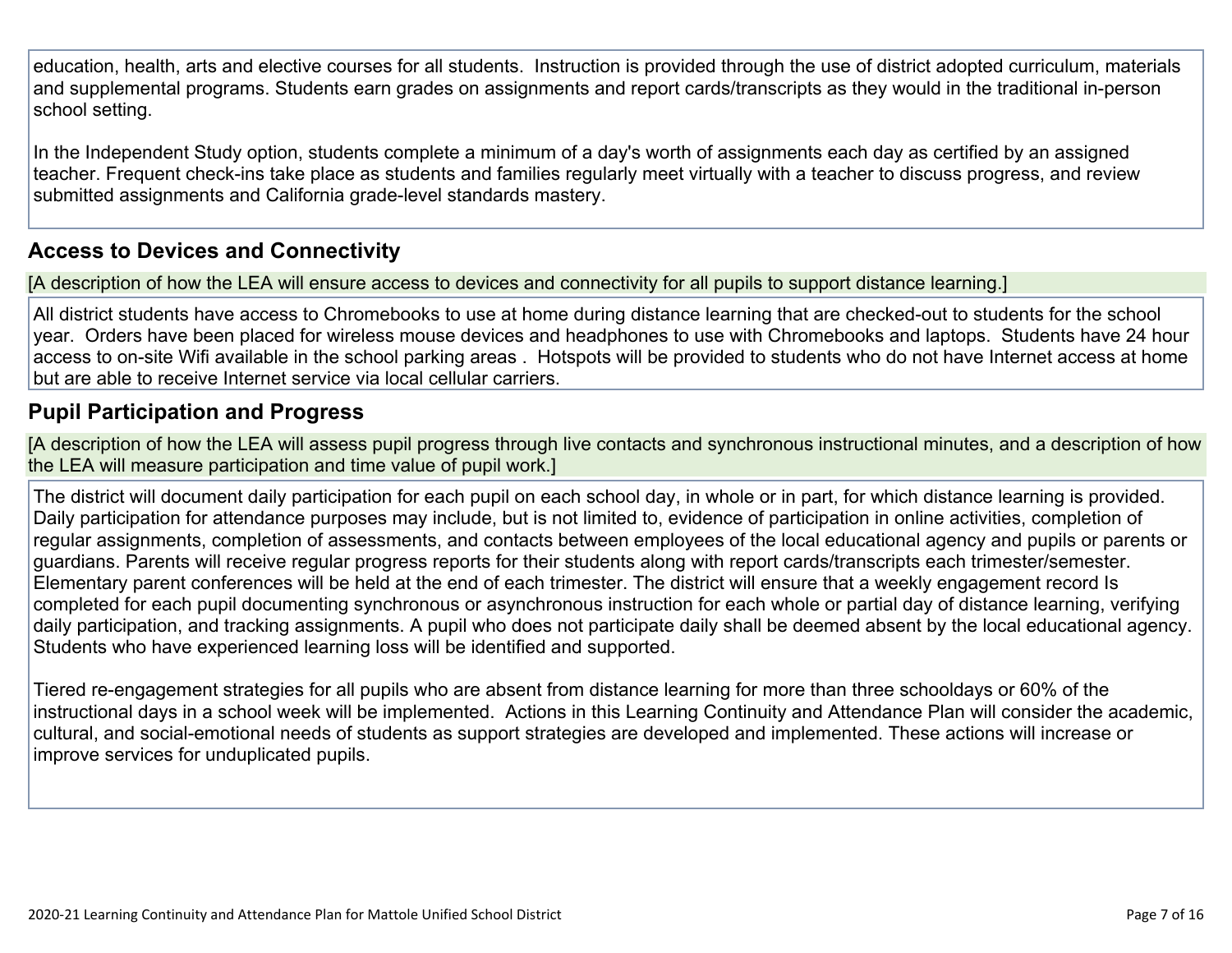education, health, arts and elective courses for all students. Instruction is provided through the use of district adopted curriculum, materials and supplemental programs. Students earn grades on assignments and report cards/transcripts as they would in the traditional in-person school setting.

In the Independent Study option, students complete a minimum of a day's worth of assignments each day as certified by an assigned teacher. Frequent check-ins take place as students and families regularly meet virtually with a teacher to discuss progress, and review submitted assignments and California grade-level standards mastery.

## Access to Devices and Connectivity

[A description of how the LEA will ensure access to devices and connectivity for all pupils to support distance learning.]

All district students have access to Chromebooks to use at home during distance learning that are checked-out to students for the school year. Orders have been placed for wireless mouse devices and headphones to use with Chromebooks and laptops. Students have 24 hour access to on-site Wifi available in the school parking areas . Hotspots will be provided to students who do not have Internet access at home but are able to receive Internet service via local cellular carriers.

## Pupil Participation and Progress

[A description of how the LEA will assess pupil progress through live contacts and synchronous instructional minutes, and a description of how the LEA will measure participation and time value of pupil work.]

The district will document daily participation for each pupil on each school day, in whole or in part, for which distance learning is provided. Daily participation for attendance purposes may include, but is not limited to, evidence of participation in online activities, completion of regular assignments, completion of assessments, and contacts between employees of the local educational agency and pupils or parents or guardians. Parents will receive regular progress reports for their students along with report cards/transcripts each trimester/semester. Elementary parent conferences will be held at the end of each trimester. The district will ensure that a weekly engagement record Is completed for each pupil documenting synchronous or asynchronous instruction for each whole or partial day of distance learning, verifying daily participation, and tracking assignments. A pupil who does not participate daily shall be deemed absent by the local educational agency. Students who have experienced learning loss will be identified and supported.

Tiered re-engagement strategies for all pupils who are absent from distance learning for more than three schooldays or 60% of the instructional days in a school week will be implemented. Actions in this Learning Continuity and Attendance Plan will consider the academic, cultural, and social-emotional needs of students as support strategies are developed and implemented. These actions will increase or improve services for unduplicated pupils.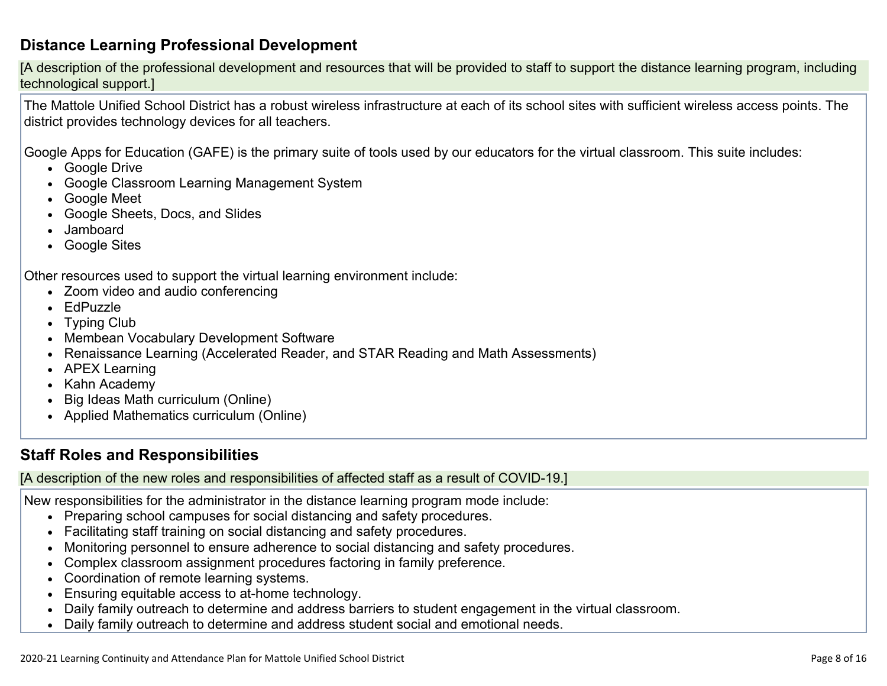## Distance Learning Professional Development

[A description of the professional development and resources that will be provided to staff to support the distance learning program, including technological support.]

The Mattole Unified School District has a robust wireless infrastructure at each of its school sites with sufficient wireless access points. The district provides technology devices for all teachers.

Google Apps for Education (GAFE) is the primary suite of tools used by our educators for the virtual classroom. This suite includes:

- Google Drive
- Google Classroom Learning Management System
- Google Meet
- Google Sheets, Docs, and Slides
- Jamboard
- Google Sites

Other resources used to support the virtual learning environment include:

- Zoom video and audio conferencing
- EdPuzzle
- Typing Club
- Membean Vocabulary Development Software
- Renaissance Learning (Accelerated Reader, and STAR Reading and Math Assessments)
- APEX Learning
- Kahn Academy
- Big Ideas Math curriculum (Online)
- Applied Mathematics curriculum (Online)

## Staff Roles and Responsibilities

[A description of the new roles and responsibilities of affected staff as a result of COVID-19.]

New responsibilities for the administrator in the distance learning program mode include:

- Preparing school campuses for social distancing and safety procedures.
- Facilitating staff training on social distancing and safety procedures.
- Monitoring personnel to ensure adherence to social distancing and safety procedures.
- Complex classroom assignment procedures factoring in family preference.
- Coordination of remote learning systems.
- Ensuring equitable access to at-home technology.
- Daily family outreach to determine and address barriers to student engagement in the virtual classroom.
- Daily family outreach to determine and address student social and emotional needs.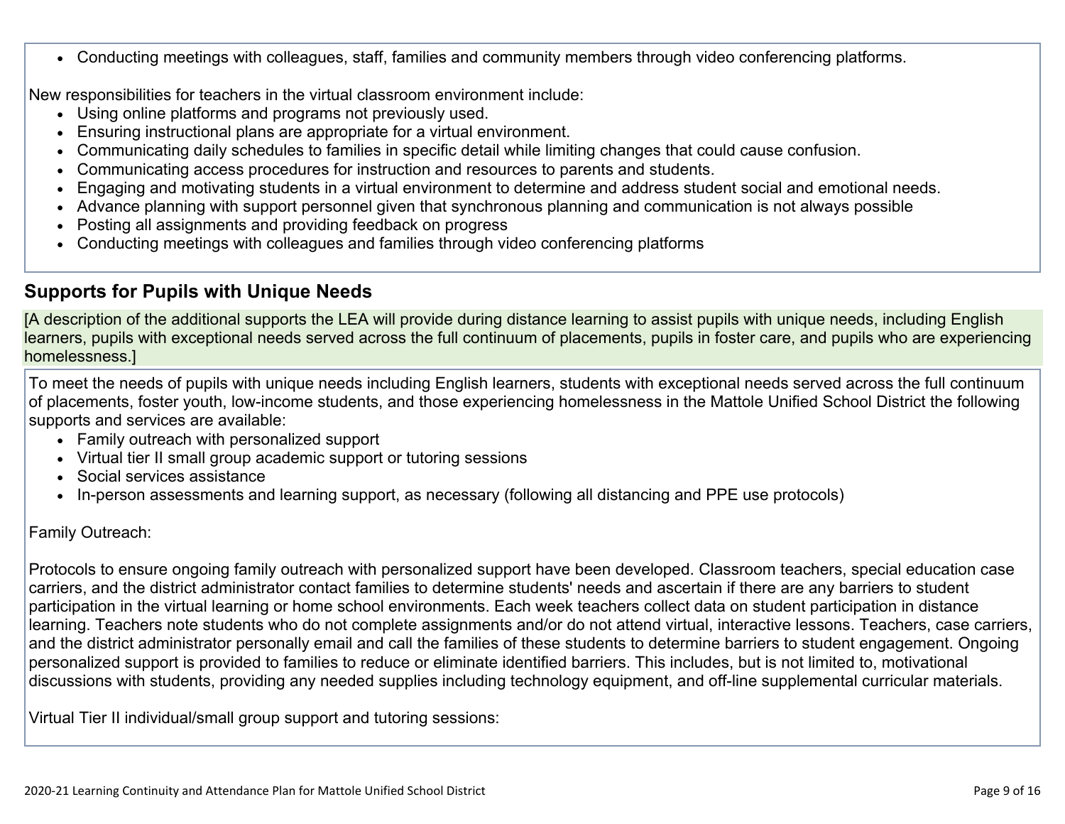- Conducting meetings with colleagues, staff, families and community members through video conferencing platforms.

New responsibilities for teachers in the virtual classroom environment include:

- Using online platforms and programs not previously used.
- Ensuring instructional plans are appropriate for a virtual environment.
- Communicating daily schedules to families in specific detail while limiting changes that could cause confusion.
- Communicating access procedures for instruction and resources to parents and students.
- Engaging and motivating students in a virtual environment to determine and address student social and emotional needs.
- Advance planning with support personnel given that synchronous planning and communication is not always possible
- Posting all assignments and providing feedback on progress
- Conducting meetings with colleagues and families through video conferencing platforms

## Supports for Pupils with Unique Needs

[A description of the additional supports the LEA will provide during distance learning to assist pupils with unique needs, including English learners, pupils with exceptional needs served across the full continuum of placements, pupils in foster care, and pupils who are experiencing homelessness.]

To meet the needs of pupils with unique needs including English learners, students with exceptional needs served across the full continuum of placements, foster youth, low-income students, and those experiencing homelessness in the Mattole Unified School District the following supports and services are available:

- Family outreach with personalized support
- Virtual tier II small group academic support or tutoring sessions
- Social services assistance
- In-person assessments and learning support, as necessary (following all distancing and PPE use protocols)

Family Outreach:

Protocols to ensure ongoing family outreach with personalized support have been developed. Classroom teachers, special education case carriers, and the district administrator contact families to determine students' needs and ascertain if there are any barriers to student participation in the virtual learning or home school environments. Each week teachers collect data on student participation in distance learning. Teachers note students who do not complete assignments and/or do not attend virtual, interactive lessons. Teachers, case carriers, and the district administrator personally email and call the families of these students to determine barriers to student engagement. Ongoing personalized support is provided to families to reduce or eliminate identified barriers. This includes, but is not limited to, motivational discussions with students, providing any needed supplies including technology equipment, and off-line supplemental curricular materials.

Virtual Tier II individual/small group support and tutoring sessions: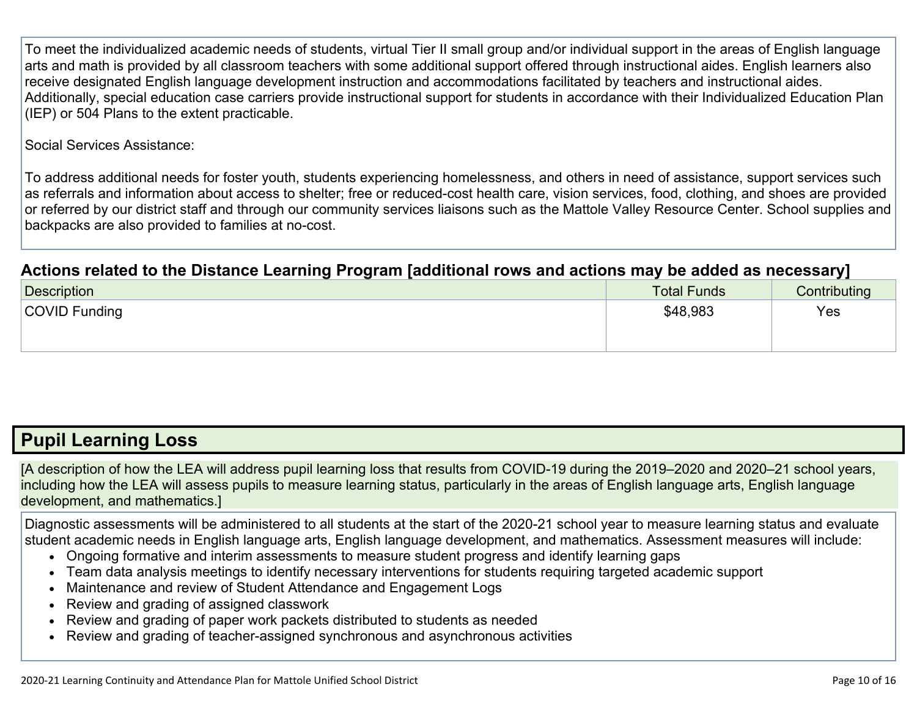To meet the individualized academic needs of students, virtual Tier II small group and/or individual support in the areas of English language arts and math is provided by all classroom teachers with some additional support offered through instructional aides. English learners also receive designated English language development instruction and accommodations facilitated by teachers and instructional aides. Additionally, special education case carriers provide instructional support for students in accordance with their Individualized Education Plan (IEP) or 504 Plans to the extent practicable.

Social Services Assistance:

To address additional needs for foster youth, students experiencing homelessness, and others in need of assistance, support services such as referrals and information about access to shelter; free or reduced-cost health care, vision services, food, clothing, and shoes are provided or referred by our district staff and through our community services liaisons such as the Mattole Valley Resource Center. School supplies and backpacks are also provided to families at no-cost.

### Actions related to the Distance Learning Program [additional rows and actions may be added as necessary]

| Description | Total Funds | Contributing |
|---|---|---|
| COVID Funding | $48,983 | Yes |

## Pupil Learning Loss

[A description of how the LEA will address pupil learning loss that results from COVID-19 during the 2019–2020 and 2020–21 school years, including how the LEA will assess pupils to measure learning status, particularly in the areas of English language arts, English language development, and mathematics.]

Diagnostic assessments will be administered to all students at the start of the 2020-21 school year to measure learning status and evaluate student academic needs in English language arts, English language development, and mathematics. Assessment measures will include:

- Ongoing formative and interim assessments to measure student progress and identify learning gaps
- Team data analysis meetings to identify necessary interventions for students requiring targeted academic support
- Maintenance and review of Student Attendance and Engagement Logs
- Review and grading of assigned classwork
- Review and grading of paper work packets distributed to students as needed
- Review and grading of teacher-assigned synchronous and asynchronous activities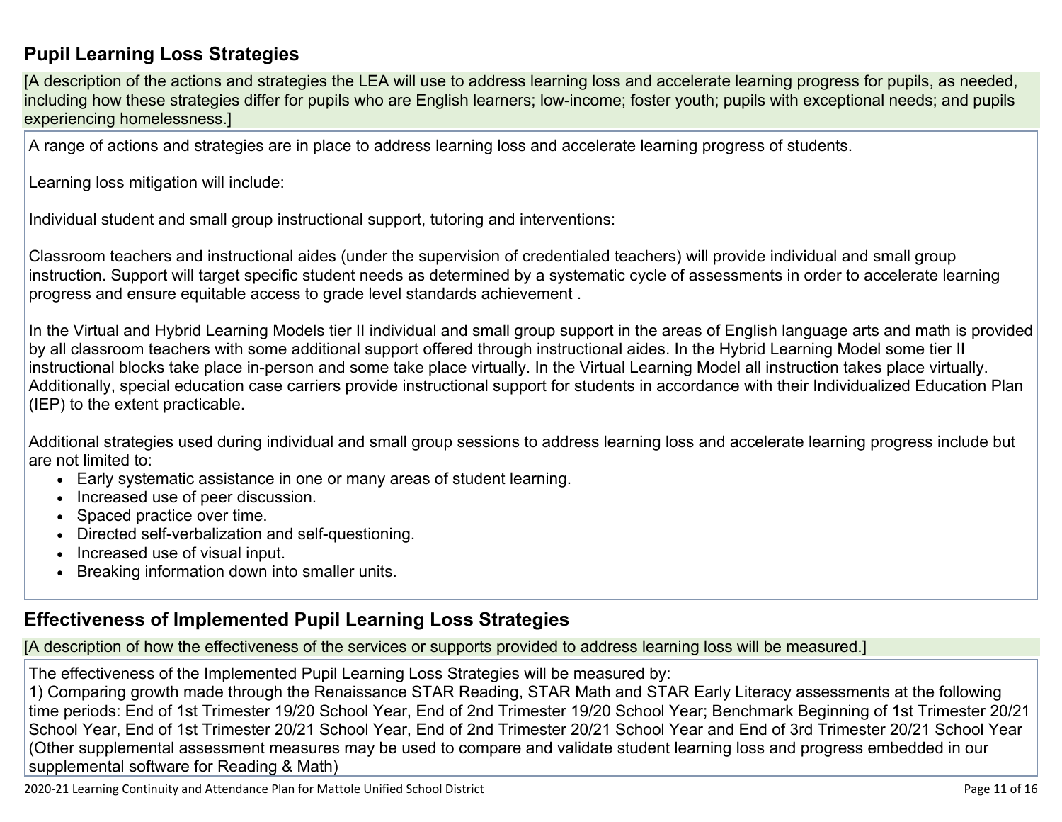## Pupil Learning Loss Strategies

[A description of the actions and strategies the LEA will use to address learning loss and accelerate learning progress for pupils, as needed, including how these strategies differ for pupils who are English learners; low-income; foster youth; pupils with exceptional needs; and pupils experiencing homelessness.]

A range of actions and strategies are in place to address learning loss and accelerate learning progress of students.

Learning loss mitigation will include:

Individual student and small group instructional support, tutoring and interventions:

Classroom teachers and instructional aides (under the supervision of credentialed teachers) will provide individual and small group instruction. Support will target specific student needs as determined by a systematic cycle of assessments in order to accelerate learning progress and ensure equitable access to grade level standards achievement .

In the Virtual and Hybrid Learning Models tier II individual and small group support in the areas of English language arts and math is provided by all classroom teachers with some additional support offered through instructional aides. In the Hybrid Learning Model some tier II instructional blocks take place in-person and some take place virtually. In the Virtual Learning Model all instruction takes place virtually. Additionally, special education case carriers provide instructional support for students in accordance with their Individualized Education Plan (IEP) to the extent practicable.

Additional strategies used during individual and small group sessions to address learning loss and accelerate learning progress include but are not limited to:

- Early systematic assistance in one or many areas of student learning.
- Increased use of peer discussion.
- Spaced practice over time.
- Directed self-verbalization and self-questioning.
- Increased use of visual input.
- Breaking information down into smaller units.

## Effectiveness of Implemented Pupil Learning Loss Strategies

[A description of how the effectiveness of the services or supports provided to address learning loss will be measured.]

The effectiveness of the Implemented Pupil Learning Loss Strategies will be measured by:
1) Comparing growth made through the Renaissance STAR Reading, STAR Math and STAR Early Literacy assessments at the following time periods: End of 1st Trimester 19/20 School Year, End of 2nd Trimester 19/20 School Year; Benchmark Beginning of 1st Trimester 20/21 School Year, End of 1st Trimester 20/21 School Year, End of 2nd Trimester 20/21 School Year and End of 3rd Trimester 20/21 School Year (Other supplemental assessment measures may be used to compare and validate student learning loss and progress embedded in our supplemental software for Reading & Math)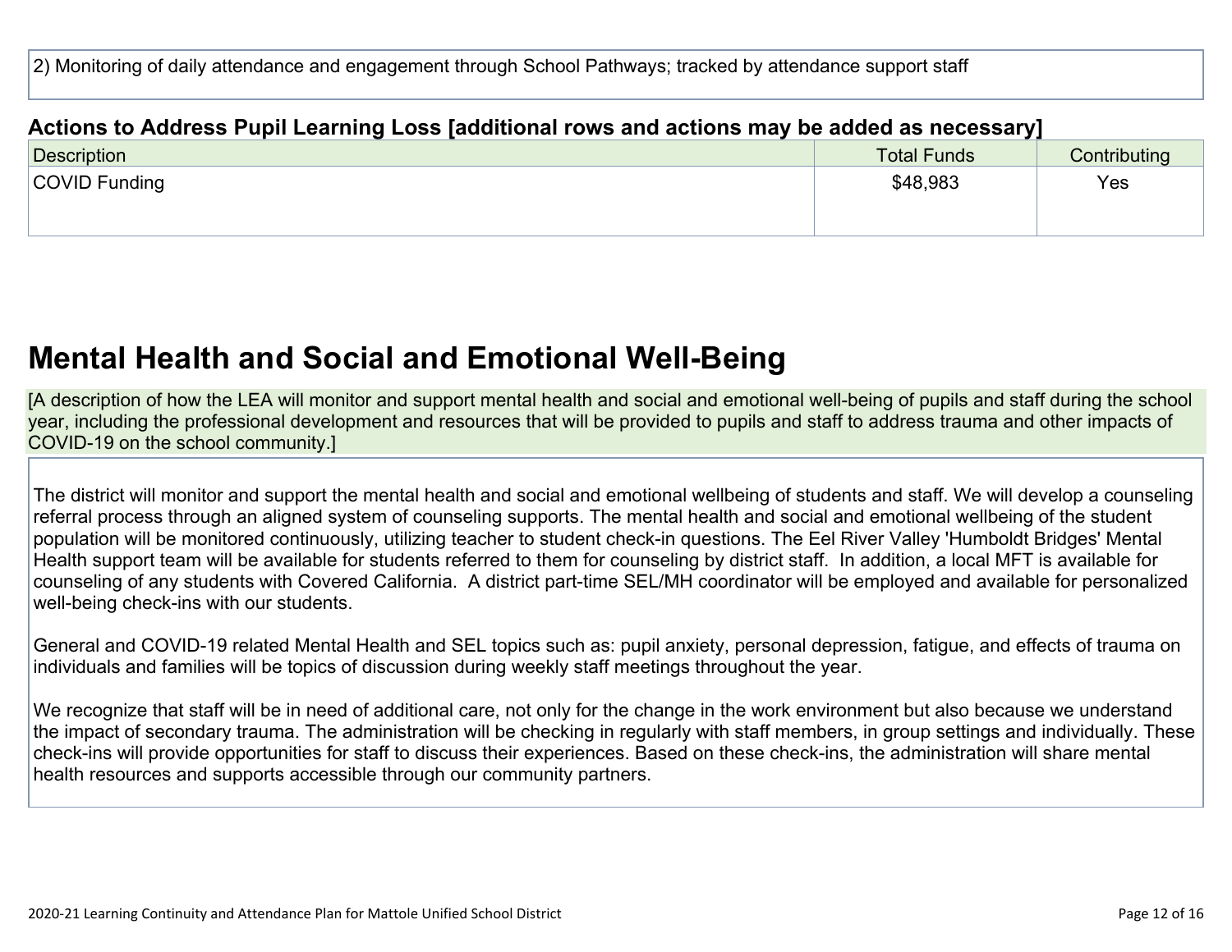2) Monitoring of daily attendance and engagement through School Pathways; tracked by attendance support staff

### Actions to Address Pupil Learning Loss [additional rows and actions may be added as necessary]

| Description | Total Funds | Contributing |
|---|---|---|
| COVID Funding | $48,983 | Yes |

# Mental Health and Social and Emotional Well-Being

[A description of how the LEA will monitor and support mental health and social and emotional well-being of pupils and staff during the school year, including the professional development and resources that will be provided to pupils and staff to address trauma and other impacts of COVID-19 on the school community.]

The district will monitor and support the mental health and social and emotional wellbeing of students and staff. We will develop a counseling referral process through an aligned system of counseling supports. The mental health and social and emotional wellbeing of the student population will be monitored continuously, utilizing teacher to student check-in questions. The Eel River Valley 'Humboldt Bridges' Mental Health support team will be available for students referred to them for counseling by district staff. In addition, a local MFT is available for counseling of any students with Covered California. A district part-time SEL/MH coordinator will be employed and available for personalized well-being check-ins with our students.

General and COVID-19 related Mental Health and SEL topics such as: pupil anxiety, personal depression, fatigue, and effects of trauma on individuals and families will be topics of discussion during weekly staff meetings throughout the year.

We recognize that staff will be in need of additional care, not only for the change in the work environment but also because we understand the impact of secondary trauma. The administration will be checking in regularly with staff members, in group settings and individually. These check-ins will provide opportunities for staff to discuss their experiences. Based on these check-ins, the administration will share mental health resources and supports accessible through our community partners.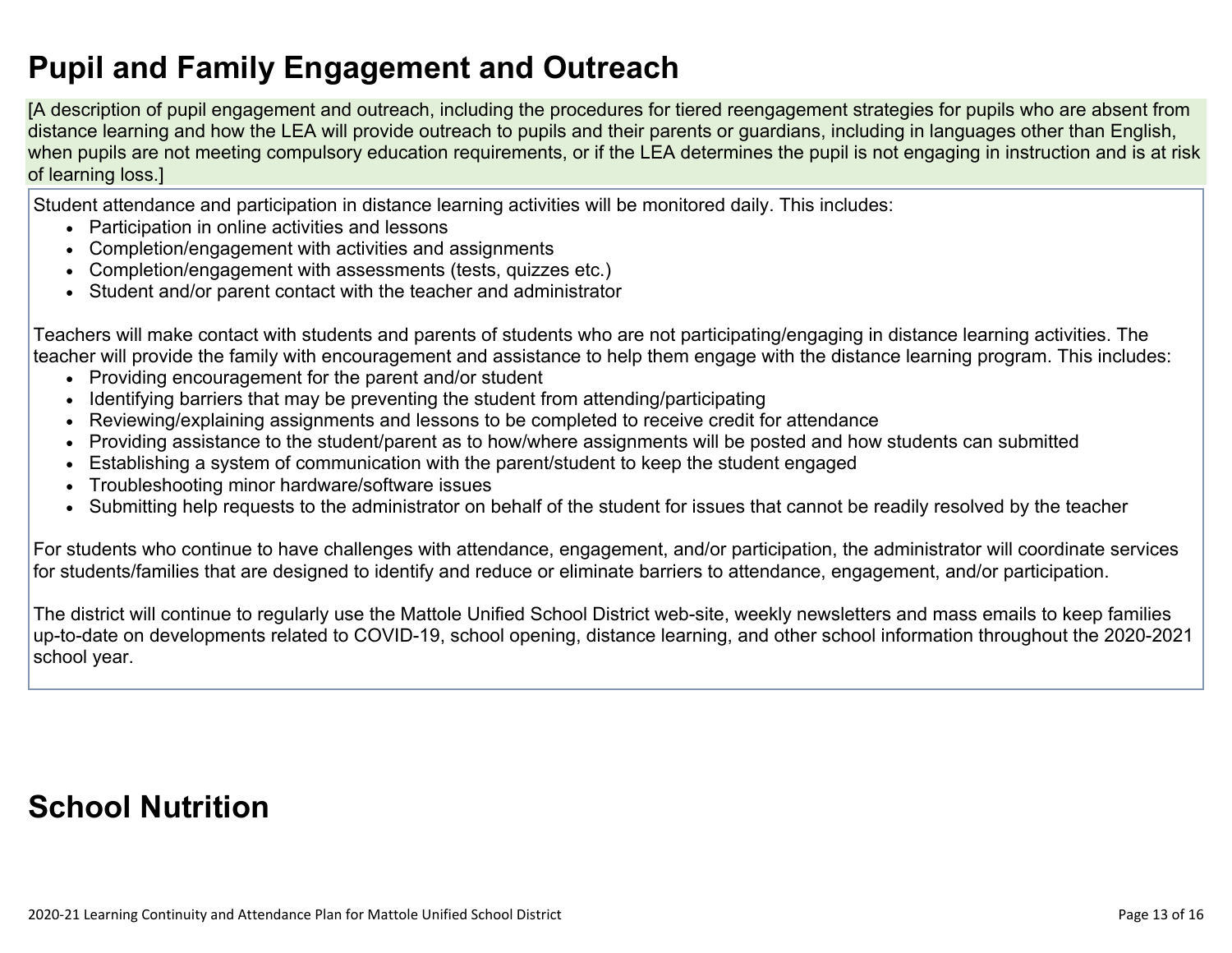# Pupil and Family Engagement and Outreach

[A description of pupil engagement and outreach, including the procedures for tiered reengagement strategies for pupils who are absent from distance learning and how the LEA will provide outreach to pupils and their parents or guardians, including in languages other than English, when pupils are not meeting compulsory education requirements, or if the LEA determines the pupil is not engaging in instruction and is at risk of learning loss.]

Student attendance and participation in distance learning activities will be monitored daily. This includes:

- Participation in online activities and lessons
- Completion/engagement with activities and assignments
- Completion/engagement with assessments (tests, quizzes etc.)
- Student and/or parent contact with the teacher and administrator

Teachers will make contact with students and parents of students who are not participating/engaging in distance learning activities. The teacher will provide the family with encouragement and assistance to help them engage with the distance learning program. This includes:

- Providing encouragement for the parent and/or student
- Identifying barriers that may be preventing the student from attending/participating
- Reviewing/explaining assignments and lessons to be completed to receive credit for attendance
- Providing assistance to the student/parent as to how/where assignments will be posted and how students can submitted
- Establishing a system of communication with the parent/student to keep the student engaged
- Troubleshooting minor hardware/software issues
- Submitting help requests to the administrator on behalf of the student for issues that cannot be readily resolved by the teacher

For students who continue to have challenges with attendance, engagement, and/or participation, the administrator will coordinate services for students/families that are designed to identify and reduce or eliminate barriers to attendance, engagement, and/or participation.

The district will continue to regularly use the Mattole Unified School District web-site, weekly newsletters and mass emails to keep families up-to-date on developments related to COVID-19, school opening, distance learning, and other school information throughout the 2020-2021 school year.

# School Nutrition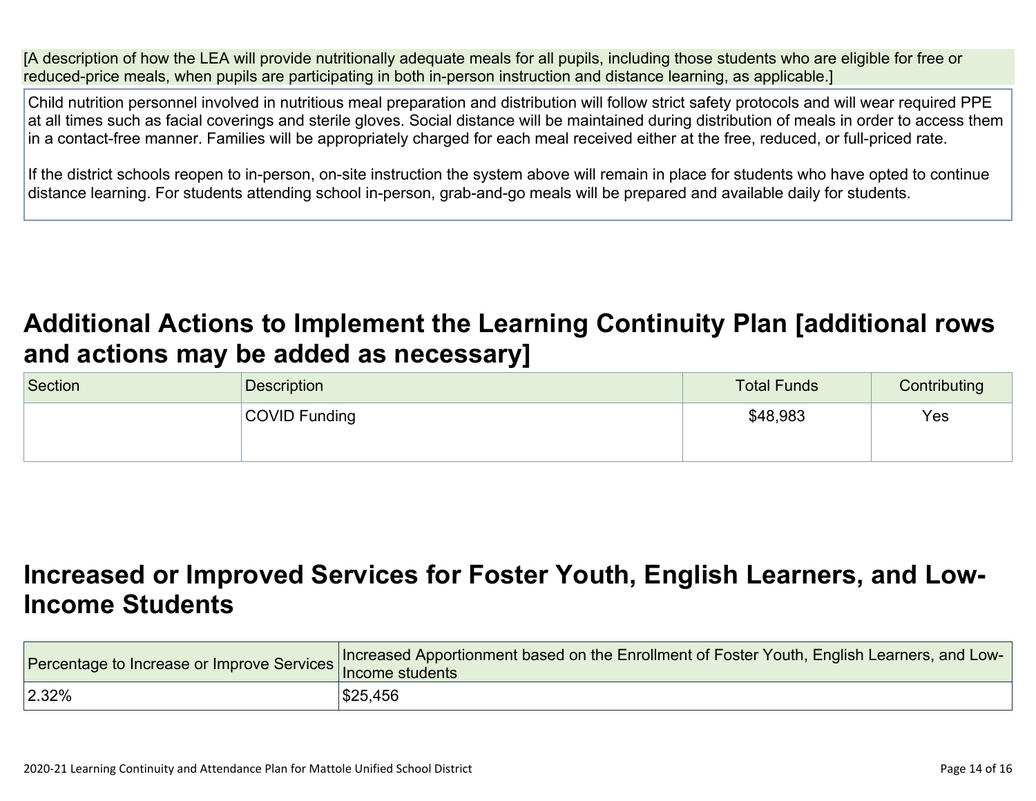[A description of how the LEA will provide nutritionally adequate meals for all pupils, including those students who are eligible for free or reduced-price meals, when pupils are participating in both in-person instruction and distance learning, as applicable.]

Child nutrition personnel involved in nutritious meal preparation and distribution will follow strict safety protocols and will wear required PPE at all times such as facial coverings and sterile gloves. Social distance will be maintained during distribution of meals in order to access them in a contact-free manner. Families will be appropriately charged for each meal received either at the free, reduced, or full-priced rate.

If the district schools reopen to in-person, on-site instruction the system above will remain in place for students who have opted to continue distance learning. For students attending school in-person, grab-and-go meals will be prepared and available daily for students.

## Additional Actions to Implement the Learning Continuity Plan [additional rows and actions may be added as necessary]

| Section | Description | Total Funds | Contributing |
|---|---|---|---|
| | COVID Funding | $48,983 | Yes |

## Increased or Improved Services for Foster Youth, English Learners, and Low-Income Students

| Percentage to Increase or Improve Services | Increased Apportionment based on the Enrollment of Foster Youth, English Learners, and Low-Income students |
|---|---|
| 2.32% | $25,456 |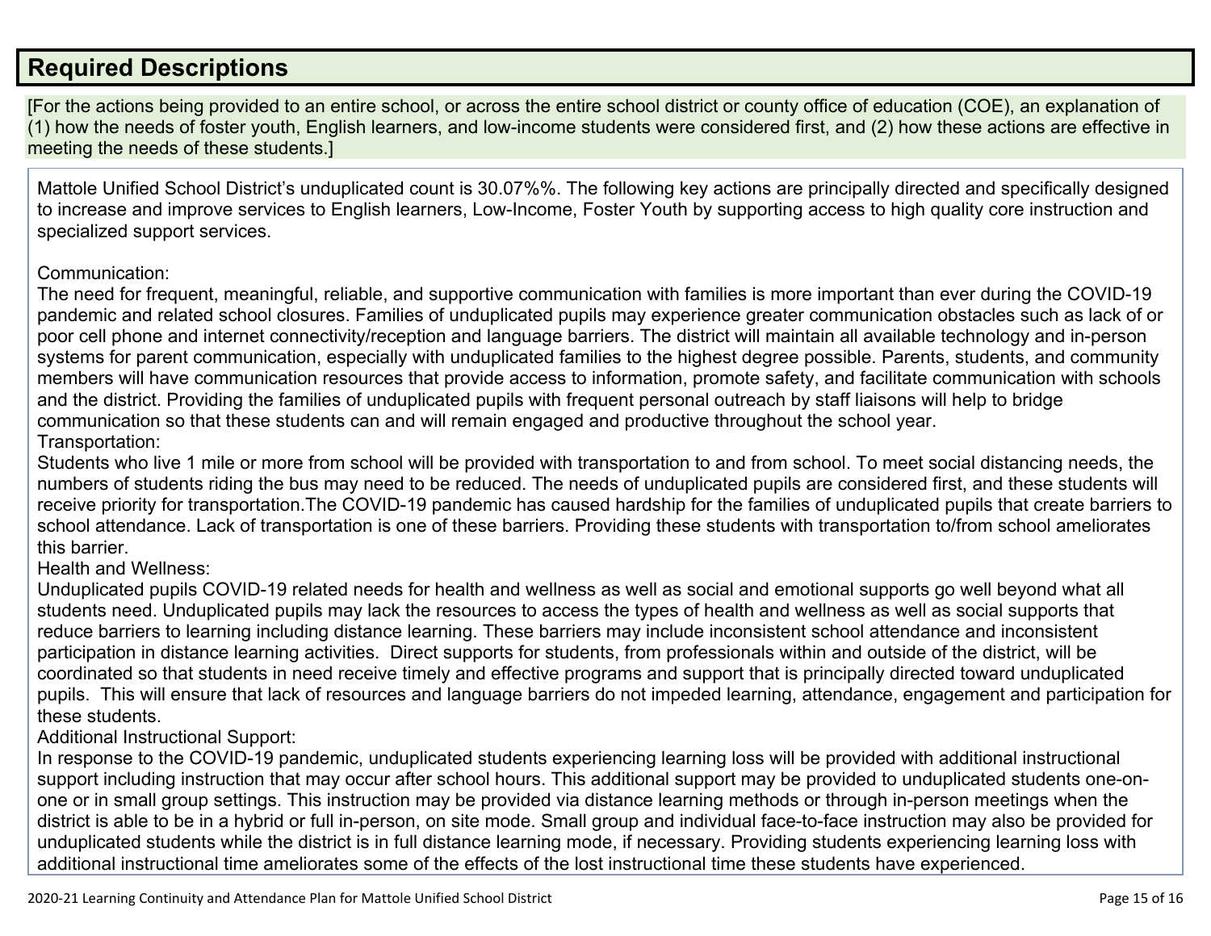## Required Descriptions

[For the actions being provided to an entire school, or across the entire school district or county office of education (COE), an explanation of (1) how the needs of foster youth, English learners, and low-income students were considered first, and (2) how these actions are effective in meeting the needs of these students.]

Mattole Unified School District's unduplicated count is 30.07%%. The following key actions are principally directed and specifically designed to increase and improve services to English learners, Low-Income, Foster Youth by supporting access to high quality core instruction and specialized support services.

Communication:
The need for frequent, meaningful, reliable, and supportive communication with families is more important than ever during the COVID-19 pandemic and related school closures. Families of unduplicated pupils may experience greater communication obstacles such as lack of or poor cell phone and internet connectivity/reception and language barriers. The district will maintain all available technology and in-person systems for parent communication, especially with unduplicated families to the highest degree possible. Parents, students, and community members will have communication resources that provide access to information, promote safety, and facilitate communication with schools and the district. Providing the families of unduplicated pupils with frequent personal outreach by staff liaisons will help to bridge communication so that these students can and will remain engaged and productive throughout the school year.
Transportation:
Students who live 1 mile or more from school will be provided with transportation to and from school. To meet social distancing needs, the numbers of students riding the bus may need to be reduced. The needs of unduplicated pupils are considered first, and these students will receive priority for transportation.The COVID-19 pandemic has caused hardship for the families of unduplicated pupils that create barriers to school attendance. Lack of transportation is one of these barriers. Providing these students with transportation to/from school ameliorates this barrier.
Health and Wellness:
Unduplicated pupils COVID-19 related needs for health and wellness as well as social and emotional supports go well beyond what all students need. Unduplicated pupils may lack the resources to access the types of health and wellness as well as social supports that reduce barriers to learning including distance learning. These barriers may include inconsistent school attendance and inconsistent participation in distance learning activities. Direct supports for students, from professionals within and outside of the district, will be coordinated so that students in need receive timely and effective programs and support that is principally directed toward unduplicated pupils. This will ensure that lack of resources and language barriers do not impeded learning, attendance, engagement and participation for these students.
Additional Instructional Support:
In response to the COVID-19 pandemic, unduplicated students experiencing learning loss will be provided with additional instructional support including instruction that may occur after school hours. This additional support may be provided to unduplicated students one-on-one or in small group settings. This instruction may be provided via distance learning methods or through in-person meetings when the district is able to be in a hybrid or full in-person, on site mode. Small group and individual face-to-face instruction may also be provided for unduplicated students while the district is in full distance learning mode, if necessary. Providing students experiencing learning loss with additional instructional time ameliorates some of the effects of the lost instructional time these students have experienced.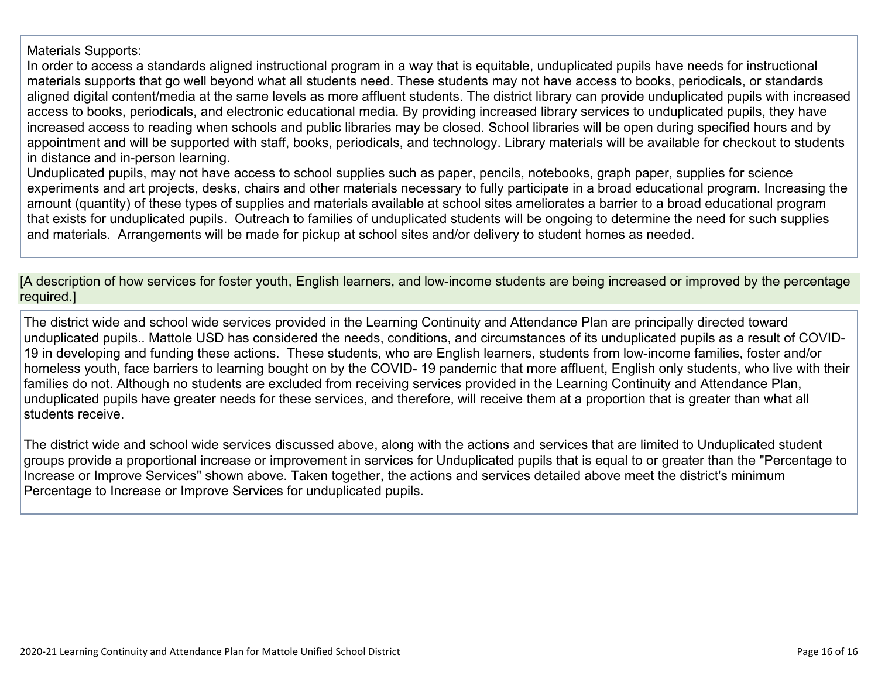Materials Supports:
In order to access a standards aligned instructional program in a way that is equitable, unduplicated pupils have needs for instructional materials supports that go well beyond what all students need. These students may not have access to books, periodicals, or standards aligned digital content/media at the same levels as more affluent students. The district library can provide unduplicated pupils with increased access to books, periodicals, and electronic educational media. By providing increased library services to unduplicated pupils, they have increased access to reading when schools and public libraries may be closed. School libraries will be open during specified hours and by appointment and will be supported with staff, books, periodicals, and technology. Library materials will be available for checkout to students in distance and in-person learning.
Unduplicated pupils, may not have access to school supplies such as paper, pencils, notebooks, graph paper, supplies for science experiments and art projects, desks, chairs and other materials necessary to fully participate in a broad educational program. Increasing the amount (quantity) of these types of supplies and materials available at school sites ameliorates a barrier to a broad educational program that exists for unduplicated pupils. Outreach to families of unduplicated students will be ongoing to determine the need for such supplies and materials. Arrangements will be made for pickup at school sites and/or delivery to student homes as needed.

[A description of how services for foster youth, English learners, and low-income students are being increased or improved by the percentage required.]

The district wide and school wide services provided in the Learning Continuity and Attendance Plan are principally directed toward unduplicated pupils.. Mattole USD has considered the needs, conditions, and circumstances of its unduplicated pupils as a result of COVID-19 in developing and funding these actions. These students, who are English learners, students from low-income families, foster and/or homeless youth, face barriers to learning bought on by the COVID- 19 pandemic that more affluent, English only students, who live with their families do not. Although no students are excluded from receiving services provided in the Learning Continuity and Attendance Plan, unduplicated pupils have greater needs for these services, and therefore, will receive them at a proportion that is greater than what all students receive.

The district wide and school wide services discussed above, along with the actions and services that are limited to Unduplicated student groups provide a proportional increase or improvement in services for Unduplicated pupils that is equal to or greater than the "Percentage to Increase or Improve Services" shown above. Taken together, the actions and services detailed above meet the district's minimum Percentage to Increase or Improve Services for unduplicated pupils.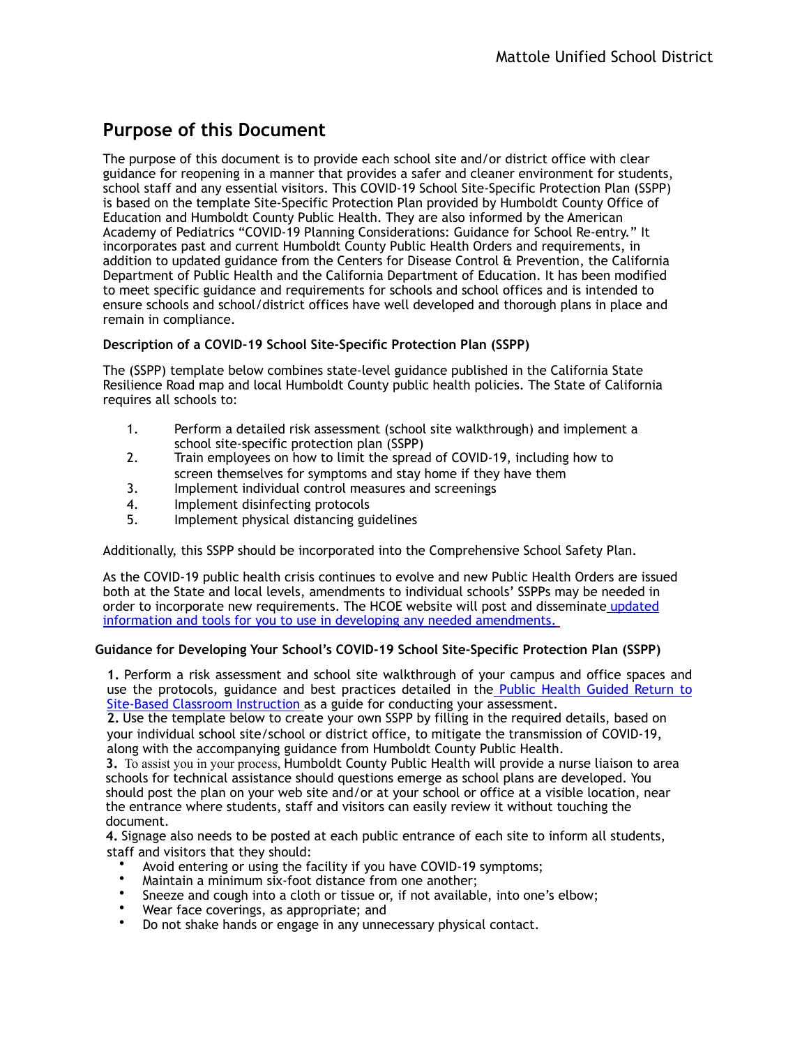## Purpose of this Document

The purpose of this document is to provide each school site and/or district office with clear guidance for reopening in a manner that provides a safer and cleaner environment for students, school staff and any essential visitors. This COVID-19 School Site-Specific Protection Plan (SSPP) is based on the template Site-Specific Protection Plan provided by Humboldt County Office of Education and Humboldt County Public Health. They are also informed by the American Academy of Pediatrics "COVID-19 Planning Considerations: Guidance for School Re-entry." It incorporates past and current Humboldt County Public Health Orders and requirements, in addition to updated guidance from the Centers for Disease Control & Prevention, the California Department of Public Health and the California Department of Education. It has been modified to meet specific guidance and requirements for schools and school offices and is intended to ensure schools and school/district offices have well developed and thorough plans in place and remain in compliance.

**Description of a COVID-19 School Site-Specific Protection Plan (SSPP)**

The (SSPP) template below combines state-level guidance published in the California State Resilience Road map and local Humboldt County public health policies. The State of California requires all schools to:

1. Perform a detailed risk assessment (school site walkthrough) and implement a school site-specific protection plan (SSPP)
2. Train employees on how to limit the spread of COVID-19, including how to screen themselves for symptoms and stay home if they have them
3. Implement individual control measures and screenings
4. Implement disinfecting protocols
5. Implement physical distancing guidelines

Additionally, this SSPP should be incorporated into the Comprehensive School Safety Plan.

As the COVID-19 public health crisis continues to evolve and new Public Health Orders are issued both at the State and local levels, amendments to individual schools' SSPPs may be needed in order to incorporate new requirements. The HCOE website will post and disseminate updated information and tools for you to use in developing any needed amendments.

**Guidance for Developing Your School's COVID-19 School Site-Specific Protection Plan (SSPP)**

**1.** Perform a risk assessment and school site walkthrough of your campus and office spaces and use the protocols, guidance and best practices detailed in the Public Health Guided Return to Site-Based Classroom Instruction as a guide for conducting your assessment.
**2.** Use the template below to create your own SSPP by filling in the required details, based on your individual school site/school or district office, to mitigate the transmission of COVID-19, along with the accompanying guidance from Humboldt County Public Health.
**3.** To assist you in your process, Humboldt County Public Health will provide a nurse liaison to area schools for technical assistance should questions emerge as school plans are developed. You should post the plan on your web site and/or at your school or office at a visible location, near the entrance where students, staff and visitors can easily review it without touching the document.
**4.** Signage also needs to be posted at each public entrance of each site to inform all students, staff and visitors that they should:

- Avoid entering or using the facility if you have COVID-19 symptoms;
- Maintain a minimum six-foot distance from one another;
- Sneeze and cough into a cloth or tissue or, if not available, into one's elbow;
- Wear face coverings, as appropriate; and
- Do not shake hands or engage in any unnecessary physical contact.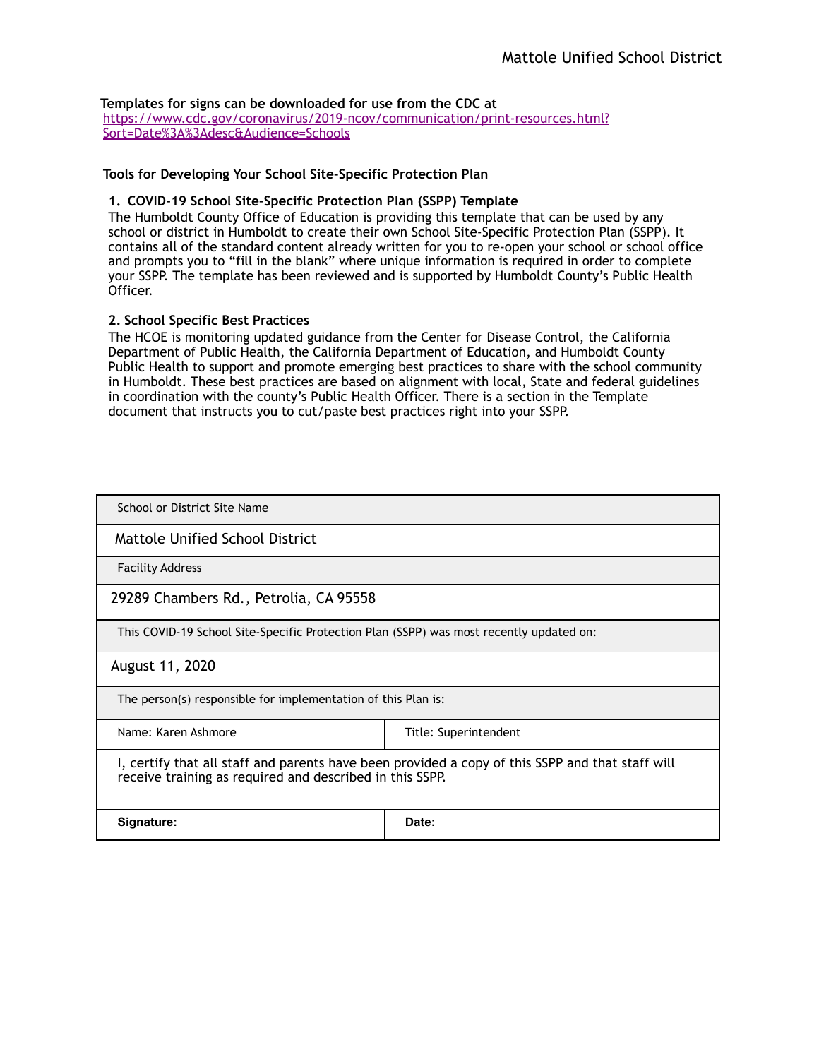**Templates for signs can be downloaded for use from the CDC at**
https://www.cdc.gov/coronavirus/2019-ncov/communication/print-resources.html?Sort=Date%3A%3Adesc&Audience=Schools

**Tools for Developing Your School Site-Specific Protection Plan**

**1. COVID-19 School Site-Specific Protection Plan (SSPP) Template**
The Humboldt County Office of Education is providing this template that can be used by any school or district in Humboldt to create their own School Site-Specific Protection Plan (SSPP). It contains all of the standard content already written for you to re-open your school or school office and prompts you to "fill in the blank" where unique information is required in order to complete your SSPP. The template has been reviewed and is supported by Humboldt County's Public Health Officer.

**2. School Specific Best Practices**
The HCOE is monitoring updated guidance from the Center for Disease Control, the California Department of Public Health, the California Department of Education, and Humboldt County Public Health to support and promote emerging best practices to share with the school community in Humboldt. These best practices are based on alignment with local, State and federal guidelines in coordination with the county's Public Health Officer. There is a section in the Template document that instructs you to cut/paste best practices right into your SSPP.

| School or District Site Name | |
|---|---|
| Mattole Unified School District | |
| Facility Address | |
| 29289 Chambers Rd., Petrolia, CA 95558 | |
| This COVID-19 School Site-Specific Protection Plan (SSPP) was most recently updated on: | |
| August 11, 2020 | |
| The person(s) responsible for implementation of this Plan is: | |
| Name: Karen Ashmore | Title: Superintendent |
| I, certify that all staff and parents have been provided a copy of this SSPP and that staff will receive training as required and described in this SSPP. | |
| **Signature:** | **Date:** |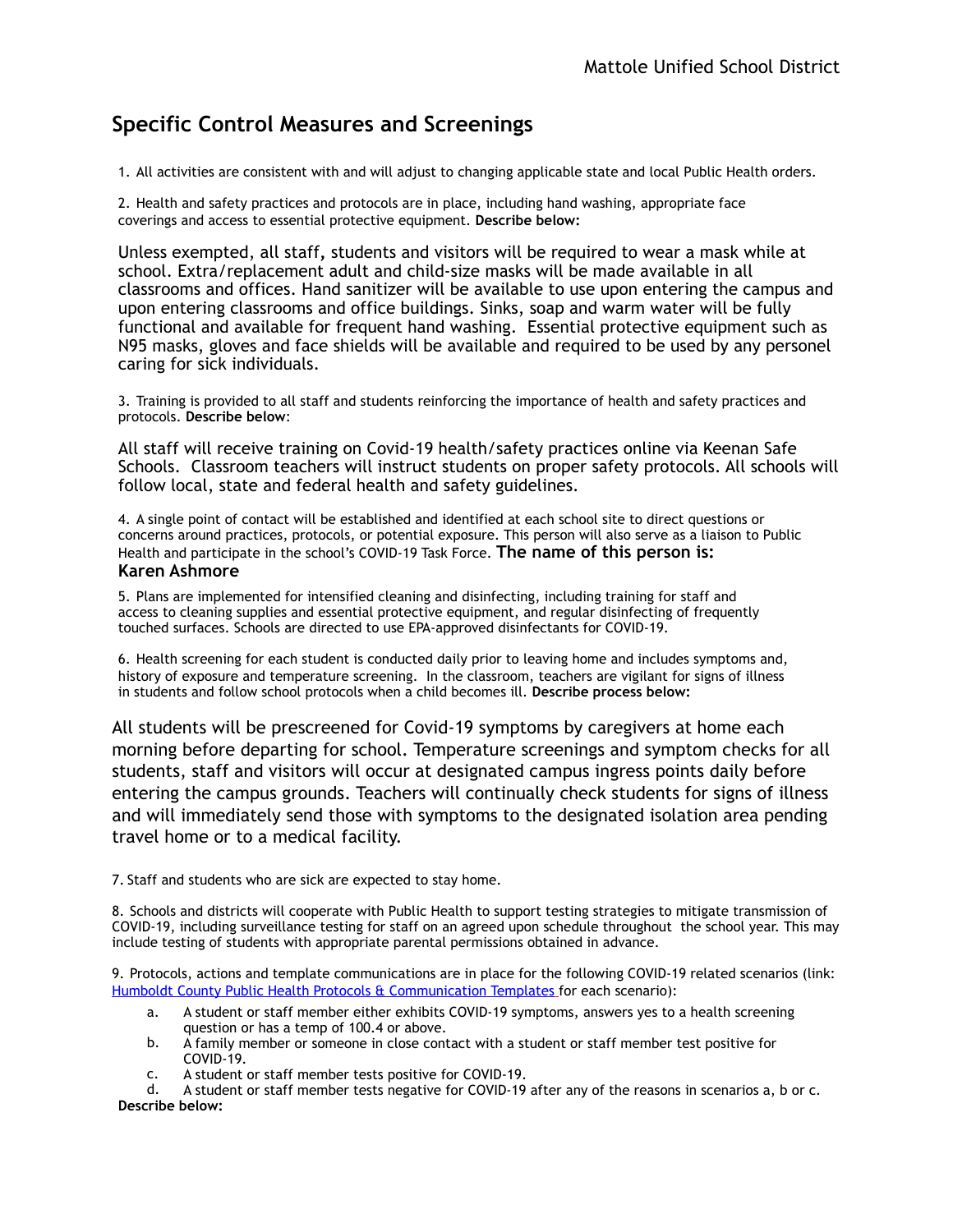## Specific Control Measures and Screenings

1. All activities are consistent with and will adjust to changing applicable state and local Public Health orders.

2. Health and safety practices and protocols are in place, including hand washing, appropriate face coverings and access to essential protective equipment. **Describe below:**

Unless exempted, all staff, students and visitors will be required to wear a mask while at school. Extra/replacement adult and child-size masks will be made available in all classrooms and offices. Hand sanitizer will be available to use upon entering the campus and upon entering classrooms and office buildings. Sinks, soap and warm water will be fully functional and available for frequent hand washing. Essential protective equipment such as N95 masks, gloves and face shields will be available and required to be used by any personel caring for sick individuals.

3. Training is provided to all staff and students reinforcing the importance of health and safety practices and protocols. **Describe below**:

All staff will receive training on Covid-19 health/safety practices online via Keenan Safe Schools. Classroom teachers will instruct students on proper safety protocols. All schools will follow local, state and federal health and safety guidelines.

4. A single point of contact will be established and identified at each school site to direct questions or concerns around practices, protocols, or potential exposure. This person will also serve as a liaison to Public Health and participate in the school's COVID-19 Task Force. **The name of this person is:**
**Karen Ashmore**

5. Plans are implemented for intensified cleaning and disinfecting, including training for staff and access to cleaning supplies and essential protective equipment, and regular disinfecting of frequently touched surfaces. Schools are directed to use EPA-approved disinfectants for COVID-19.

6. Health screening for each student is conducted daily prior to leaving home and includes symptoms and, history of exposure and temperature screening. In the classroom, teachers are vigilant for signs of illness in students and follow school protocols when a child becomes ill. **Describe process below:**

All students will be prescreened for Covid-19 symptoms by caregivers at home each morning before departing for school. Temperature screenings and symptom checks for all students, staff and visitors will occur at designated campus ingress points daily before entering the campus grounds. Teachers will continually check students for signs of illness and will immediately send those with symptoms to the designated isolation area pending travel home or to a medical facility.

7. Staff and students who are sick are expected to stay home.

8. Schools and districts will cooperate with Public Health to support testing strategies to mitigate transmission of COVID-19, including surveillance testing for staff on an agreed upon schedule throughout the school year. This may include testing of students with appropriate parental permissions obtained in advance.

9. Protocols, actions and template communications are in place for the following COVID-19 related scenarios (link: Humboldt County Public Health Protocols & Communication Templates for each scenario):

a. A student or staff member either exhibits COVID-19 symptoms, answers yes to a health screening question or has a temp of 100.4 or above.
b. A family member or someone in close contact with a student or staff member test positive for COVID-19.
c. A student or staff member tests positive for COVID-19.
d. A student or staff member tests negative for COVID-19 after any of the reasons in scenarios a, b or c.

**Describe below:**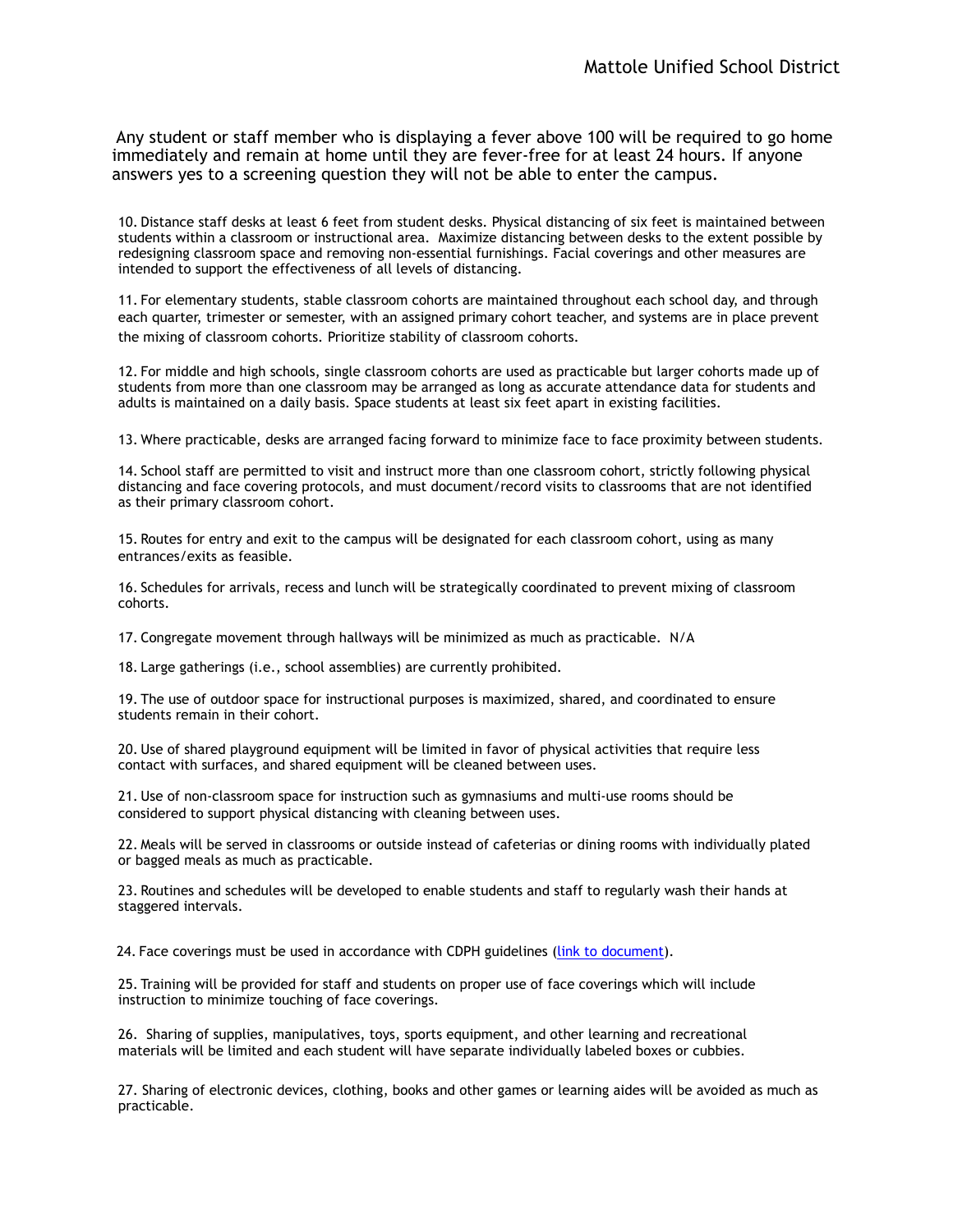Any student or staff member who is displaying a fever above 100 will be required to go home immediately and remain at home until they are fever-free for at least 24 hours. If anyone answers yes to a screening question they will not be able to enter the campus.

10. Distance staff desks at least 6 feet from student desks. Physical distancing of six feet is maintained between students within a classroom or instructional area. Maximize distancing between desks to the extent possible by redesigning classroom space and removing non-essential furnishings. Facial coverings and other measures are intended to support the effectiveness of all levels of distancing.

11. For elementary students, stable classroom cohorts are maintained throughout each school day, and through each quarter, trimester or semester, with an assigned primary cohort teacher, and systems are in place prevent the mixing of classroom cohorts. Prioritize stability of classroom cohorts.

12. For middle and high schools, single classroom cohorts are used as practicable but larger cohorts made up of students from more than one classroom may be arranged as long as accurate attendance data for students and adults is maintained on a daily basis. Space students at least six feet apart in existing facilities.

13. Where practicable, desks are arranged facing forward to minimize face to face proximity between students.

14. School staff are permitted to visit and instruct more than one classroom cohort, strictly following physical distancing and face covering protocols, and must document/record visits to classrooms that are not identified as their primary classroom cohort.

15. Routes for entry and exit to the campus will be designated for each classroom cohort, using as many entrances/exits as feasible.

16. Schedules for arrivals, recess and lunch will be strategically coordinated to prevent mixing of classroom cohorts.

17. Congregate movement through hallways will be minimized as much as practicable. N/A

18. Large gatherings (i.e., school assemblies) are currently prohibited.

19. The use of outdoor space for instructional purposes is maximized, shared, and coordinated to ensure students remain in their cohort.

20. Use of shared playground equipment will be limited in favor of physical activities that require less contact with surfaces, and shared equipment will be cleaned between uses.

21. Use of non-classroom space for instruction such as gymnasiums and multi-use rooms should be considered to support physical distancing with cleaning between uses.

22. Meals will be served in classrooms or outside instead of cafeterias or dining rooms with individually plated or bagged meals as much as practicable.

23. Routines and schedules will be developed to enable students and staff to regularly wash their hands at staggered intervals.

24. Face coverings must be used in accordance with CDPH guidelines (link to document).

25. Training will be provided for staff and students on proper use of face coverings which will include instruction to minimize touching of face coverings.

26. Sharing of supplies, manipulatives, toys, sports equipment, and other learning and recreational materials will be limited and each student will have separate individually labeled boxes or cubbies.

27. Sharing of electronic devices, clothing, books and other games or learning aides will be avoided as much as practicable.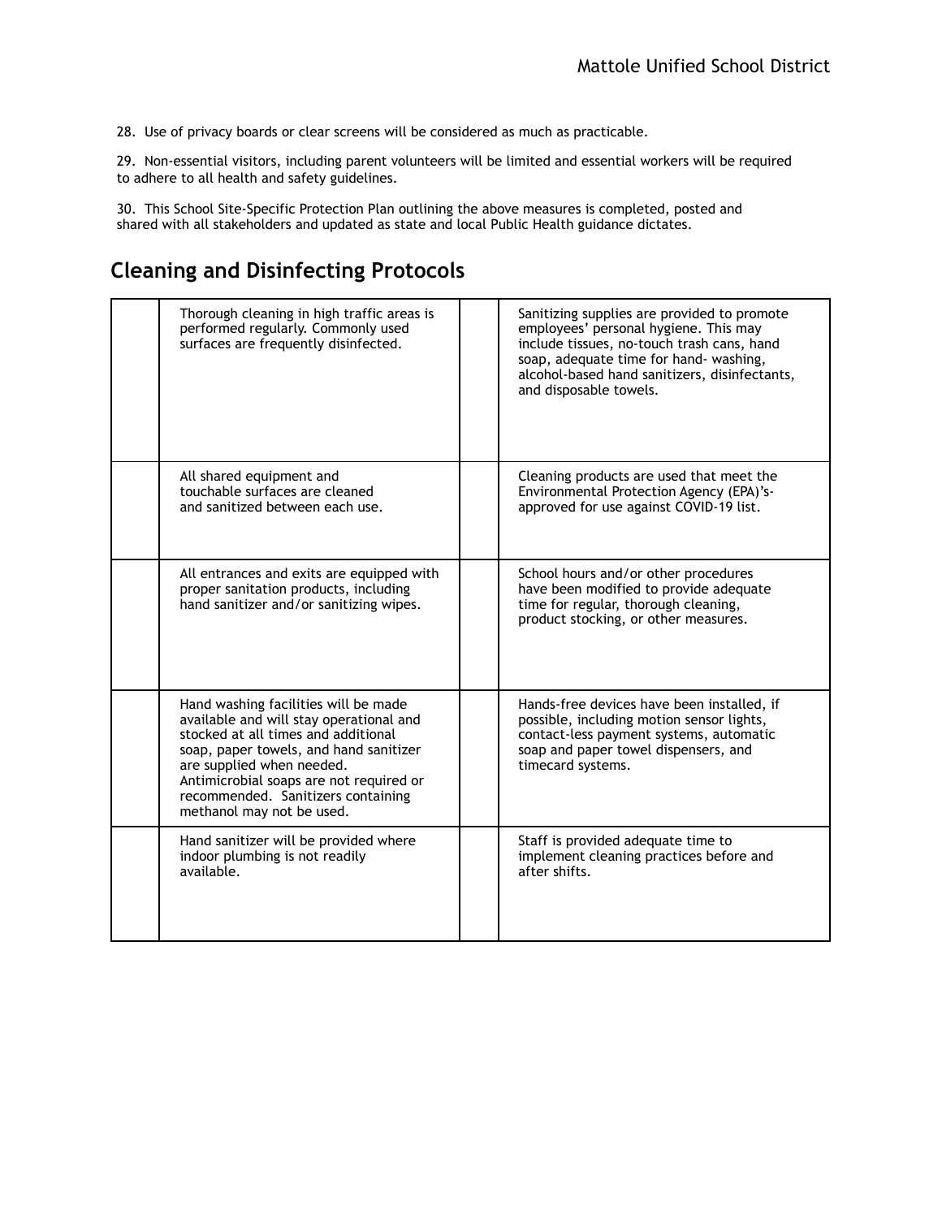28. Use of privacy boards or clear screens will be considered as much as practicable.

29. Non-essential visitors, including parent volunteers will be limited and essential workers will be required to adhere to all health and safety guidelines.

30. This School Site-Specific Protection Plan outlining the above measures is completed, posted and shared with all stakeholders and updated as state and local Public Health guidance dictates.

## Cleaning and Disinfecting Protocols

| | | | |
|---|---|---|---|
| | Thorough cleaning in high traffic areas is performed regularly. Commonly used surfaces are frequently disinfected. | | Sanitizing supplies are provided to promote employees' personal hygiene. This may include tissues, no-touch trash cans, hand soap, adequate time for hand- washing, alcohol-based hand sanitizers, disinfectants, and disposable towels. |
| | All shared equipment and touchable surfaces are cleaned and sanitized between each use. | | Cleaning products are used that meet the Environmental Protection Agency (EPA)'s-approved for use against COVID-19 list. |
| | All entrances and exits are equipped with proper sanitation products, including hand sanitizer and/or sanitizing wipes. | | School hours and/or other procedures have been modified to provide adequate time for regular, thorough cleaning, product stocking, or other measures. |
| | Hand washing facilities will be made available and will stay operational and stocked at all times and additional soap, paper towels, and hand sanitizer are supplied when needed. Antimicrobial soaps are not required or recommended. Sanitizers containing methanol may not be used. | | Hands-free devices have been installed, if possible, including motion sensor lights, contact-less payment systems, automatic soap and paper towel dispensers, and timecard systems. |
| | Hand sanitizer will be provided where indoor plumbing is not readily available. | | Staff is provided adequate time to implement cleaning practices before and after shifts. |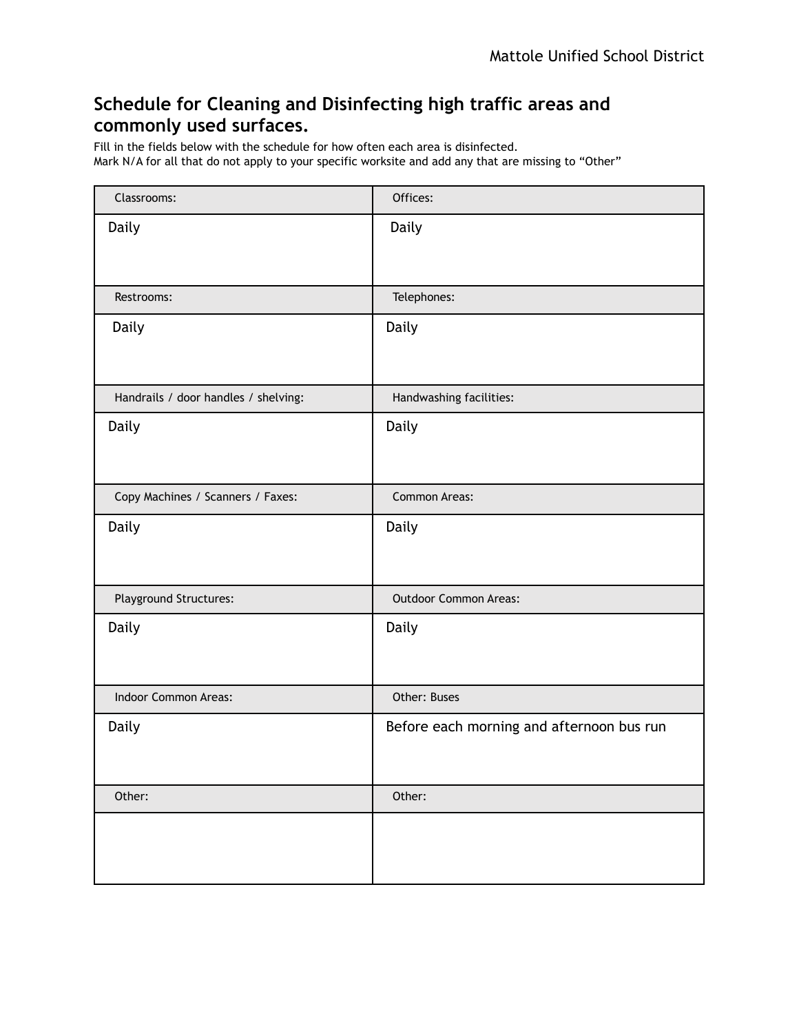## Schedule for Cleaning and Disinfecting high traffic areas and commonly used surfaces.

Fill in the fields below with the schedule for how often each area is disinfected.
Mark N/A for all that do not apply to your specific worksite and add any that are missing to "Other"

| Classrooms: | Offices: |
|---|---|
| Daily | Daily |
| **Restrooms:** | **Telephones:** |
| Daily | Daily |
| **Handrails / door handles / shelving:** | **Handwashing facilities:** |
| Daily | Daily |
| **Copy Machines / Scanners / Faxes:** | **Common Areas:** |
| Daily | Daily |
| **Playground Structures:** | **Outdoor Common Areas:** |
| Daily | Daily |
| **Indoor Common Areas:** | **Other: Buses** |
| Daily | Before each morning and afternoon bus run |
| **Other:** | **Other:** |
| | |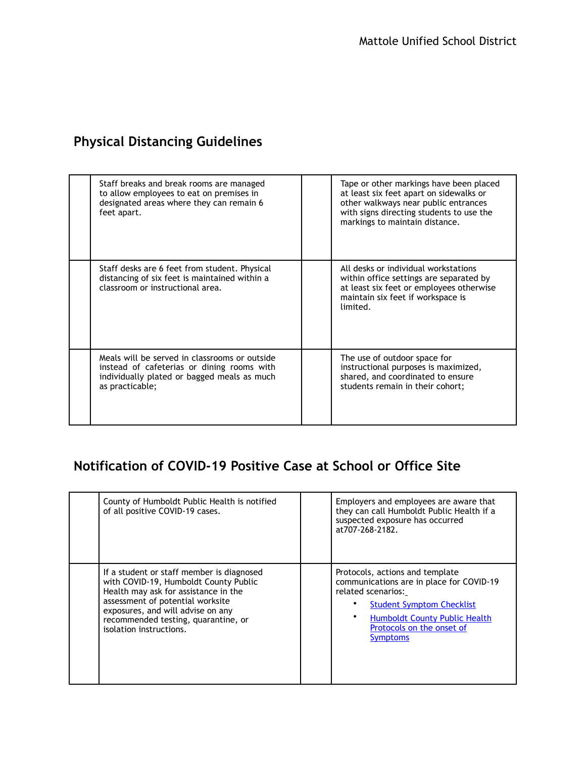## Physical Distancing Guidelines

| | | | |
|---|---|---|---|
| | Staff breaks and break rooms are managed to allow employees to eat on premises in designated areas where they can remain 6 feet apart. | | Tape or other markings have been placed at least six feet apart on sidewalks or other walkways near public entrances with signs directing students to use the markings to maintain distance. |
| | Staff desks are 6 feet from student. Physical distancing of six feet is maintained within a classroom or instructional area. | | All desks or individual workstations within office settings are separated by at least six feet or employees otherwise maintain six feet if workspace is limited. |
| | Meals will be served in classrooms or outside instead of cafeterias or dining rooms with individually plated or bagged meals as much as practicable; | | The use of outdoor space for instructional purposes is maximized, shared, and coordinated to ensure students remain in their cohort; |

## Notification of COVID-19 Positive Case at School or Office Site

| | | | |
|---|---|---|---|
| | County of Humboldt Public Health is notified of all positive COVID-19 cases. | | Employers and employees are aware that they can call Humboldt Public Health if a suspected exposure has occurred at707-268-2182. |
| | If a student or staff member is diagnosed with COVID-19, Humboldt County Public Health may ask for assistance in the assessment of potential worksite exposures, and will advise on any recommended testing, quarantine, or isolation instructions. | | Protocols, actions and template communications are in place for COVID-19 related scenarios:<br>• Student Symptom Checklist<br>• Humboldt County Public Health Protocols on the onset of Symptoms |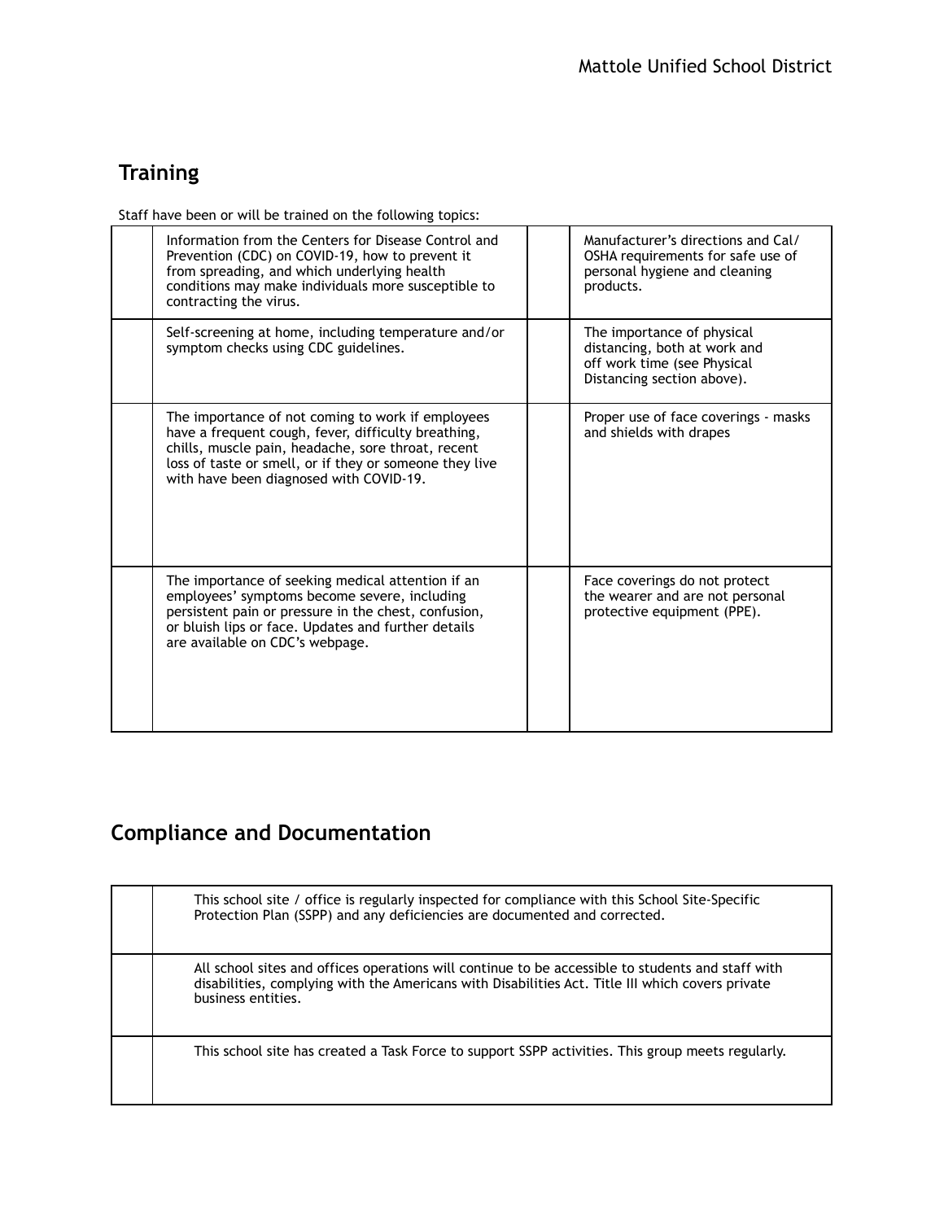## Training

Staff have been or will be trained on the following topics:

| | | | |
|---|---|---|---|
| | Information from the Centers for Disease Control and Prevention (CDC) on COVID-19, how to prevent it from spreading, and which underlying health conditions may make individuals more susceptible to contracting the virus. | | Manufacturer's directions and Cal/OSHA requirements for safe use of personal hygiene and cleaning products. |
| | Self-screening at home, including temperature and/or symptom checks using CDC guidelines. | | The importance of physical distancing, both at work and off work time (see Physical Distancing section above). |
| | The importance of not coming to work if employees have a frequent cough, fever, difficulty breathing, chills, muscle pain, headache, sore throat, recent loss of taste or smell, or if they or someone they live with have been diagnosed with COVID-19. | | Proper use of face coverings - masks and shields with drapes |
| | The importance of seeking medical attention if an employees' symptoms become severe, including persistent pain or pressure in the chest, confusion, or bluish lips or face. Updates and further details are available on CDC's webpage. | | Face coverings do not protect the wearer and are not personal protective equipment (PPE). |

## Compliance and Documentation

| | |
|---|---|
| | This school site / office is regularly inspected for compliance with this School Site-Specific Protection Plan (SSPP) and any deficiencies are documented and corrected. |
| | All school sites and offices operations will continue to be accessible to students and staff with disabilities, complying with the Americans with Disabilities Act. Title III which covers private business entities. |
| | This school site has created a Task Force to support SSPP activities. This group meets regularly. |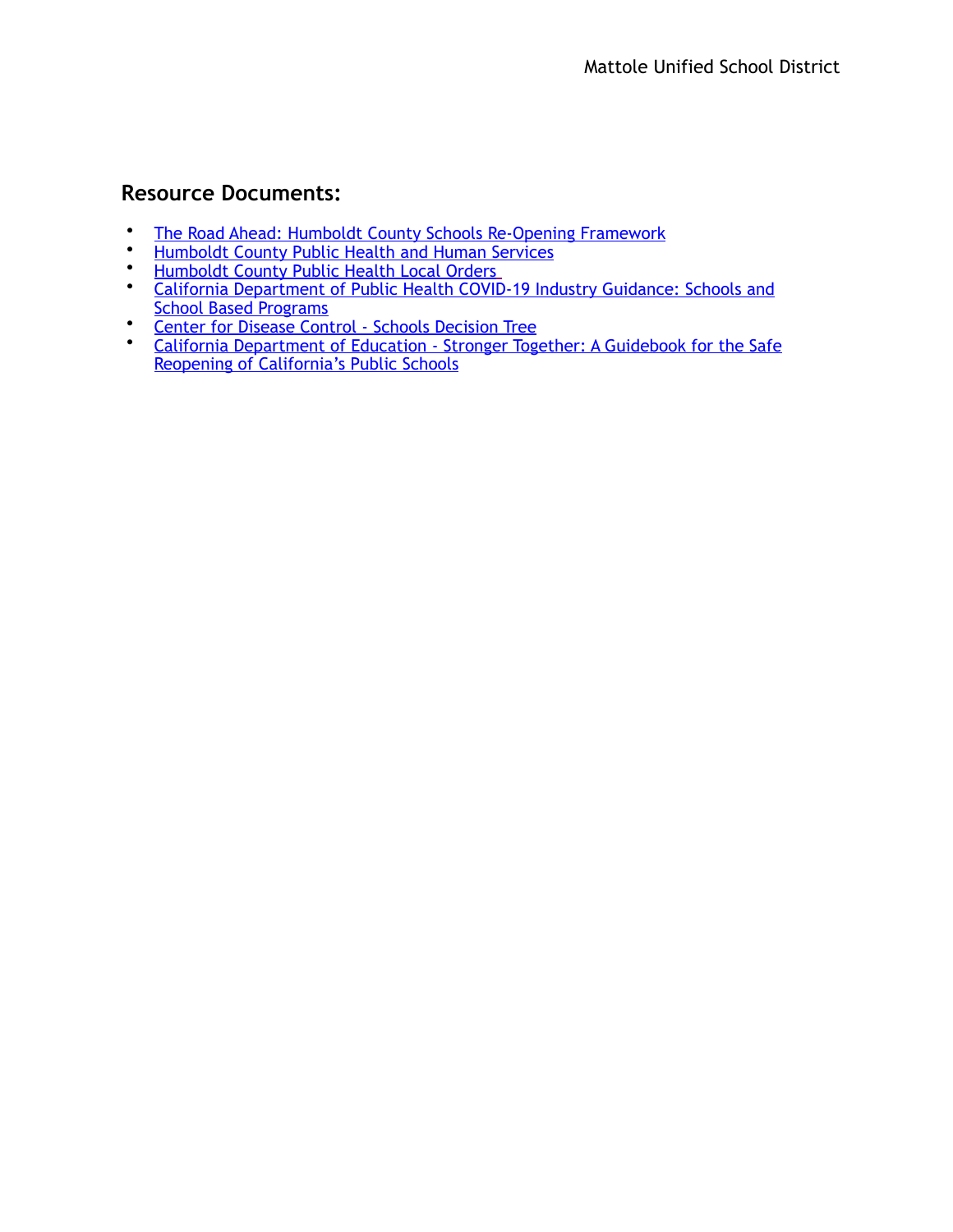## Resource Documents:

- The Road Ahead: Humboldt County Schools Re-Opening Framework
- Humboldt County Public Health and Human Services
- Humboldt County Public Health Local Orders
- California Department of Public Health COVID-19 Industry Guidance: Schools and School Based Programs
- Center for Disease Control - Schools Decision Tree
- California Department of Education - Stronger Together: A Guidebook for the Safe Reopening of California's Public Schools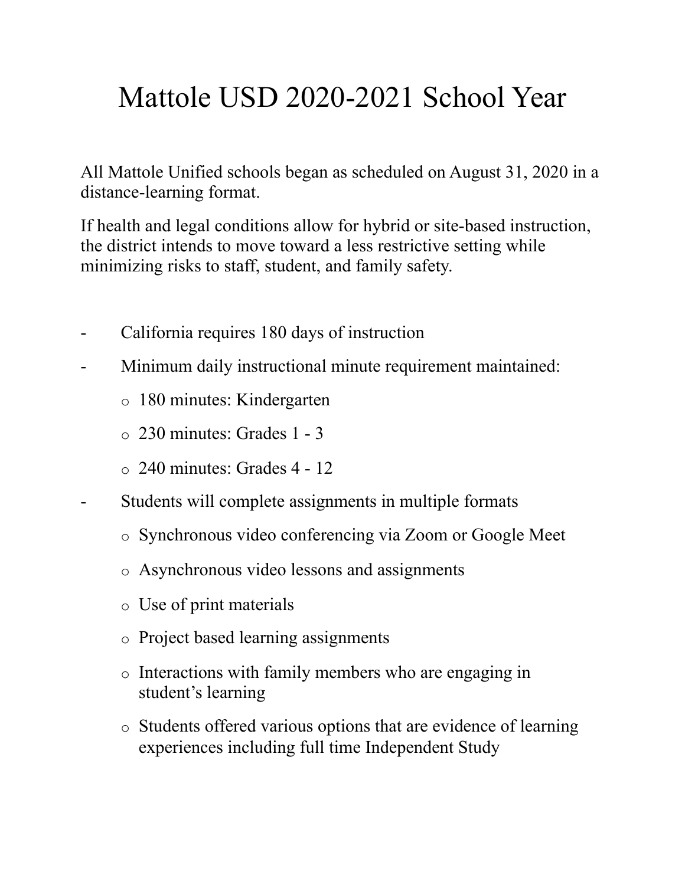# Mattole USD 2020-2021 School Year

All Mattole Unified schools began as scheduled on August 31, 2020 in a distance-learning format.

If health and legal conditions allow for hybrid or site-based instruction, the district intends to move toward a less restrictive setting while minimizing risks to staff, student, and family safety.

- California requires 180 days of instruction
- Minimum daily instructional minute requirement maintained:
  - 180 minutes: Kindergarten
  - 230 minutes: Grades 1 - 3
  - 240 minutes: Grades 4 - 12
- Students will complete assignments in multiple formats
  - Synchronous video conferencing via Zoom or Google Meet
  - Asynchronous video lessons and assignments
  - Use of print materials
  - Project based learning assignments
  - Interactions with family members who are engaging in student's learning
  - Students offered various options that are evidence of learning experiences including full time Independent Study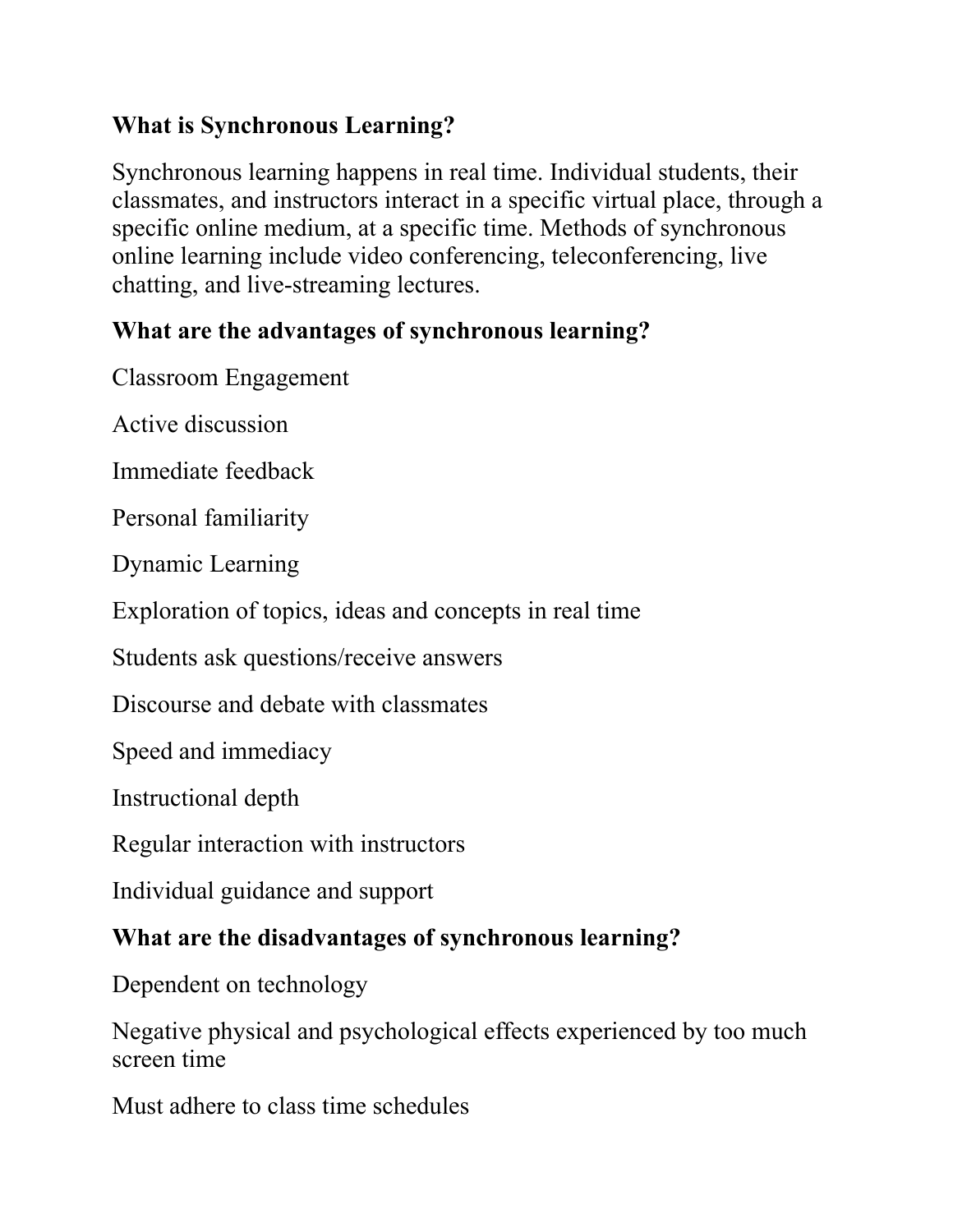**What is Synchronous Learning?**

Synchronous learning happens in real time. Individual students, their classmates, and instructors interact in a specific virtual place, through a specific online medium, at a specific time. Methods of synchronous online learning include video conferencing, teleconferencing, live chatting, and live-streaming lectures.

**What are the advantages of synchronous learning?**

Classroom Engagement

Active discussion

Immediate feedback

Personal familiarity

Dynamic Learning

Exploration of topics, ideas and concepts in real time

Students ask questions/receive answers

Discourse and debate with classmates

Speed and immediacy

Instructional depth

Regular interaction with instructors

Individual guidance and support

**What are the disadvantages of synchronous learning?**

Dependent on technology

Negative physical and psychological effects experienced by too much screen time

Must adhere to class time schedules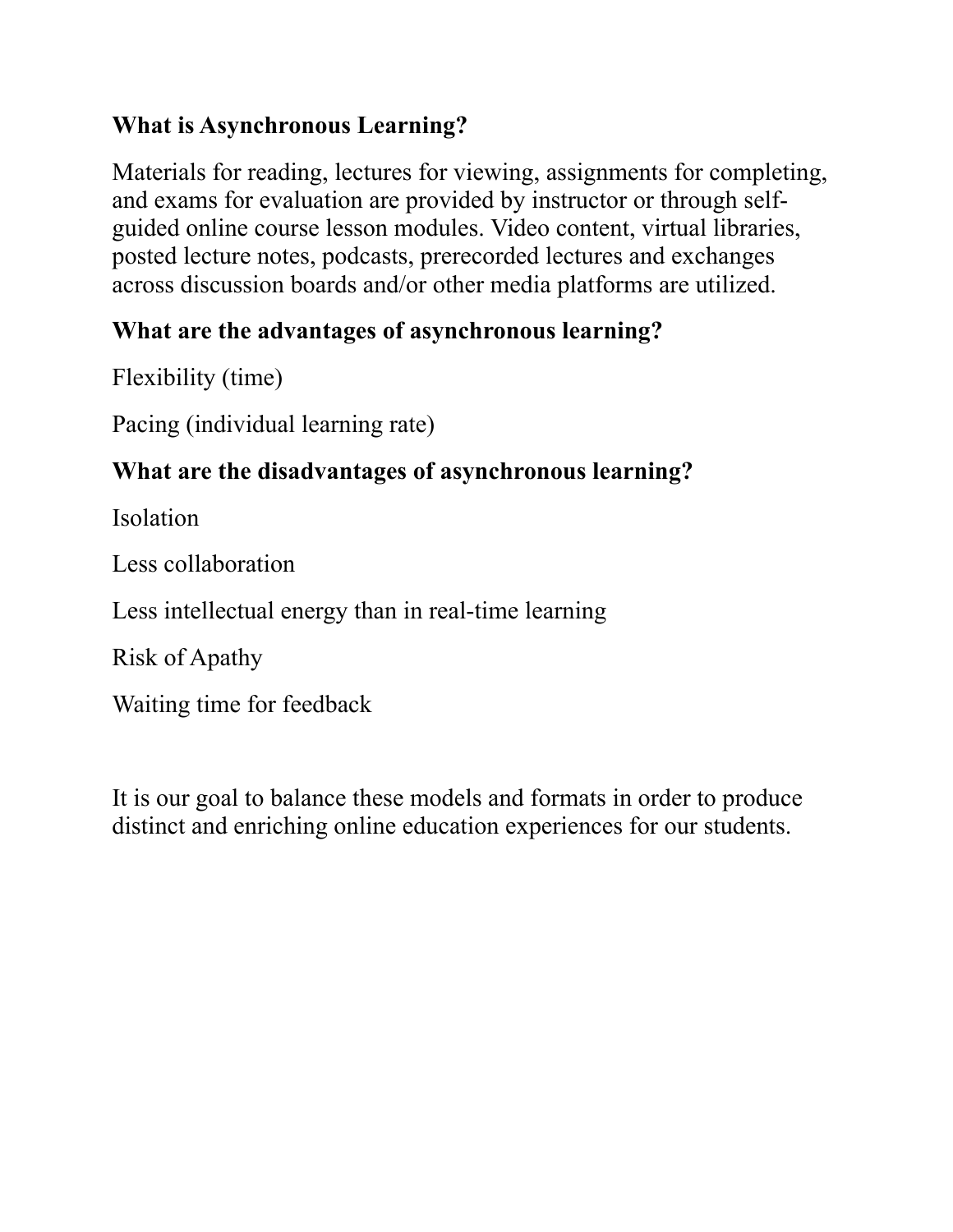**What is Asynchronous Learning?**

Materials for reading, lectures for viewing, assignments for completing, and exams for evaluation are provided by instructor or through self-guided online course lesson modules. Video content, virtual libraries, posted lecture notes, podcasts, prerecorded lectures and exchanges across discussion boards and/or other media platforms are utilized.

**What are the advantages of asynchronous learning?**

Flexibility (time)

Pacing (individual learning rate)

**What are the disadvantages of asynchronous learning?**

Isolation

Less collaboration

Less intellectual energy than in real-time learning

Risk of Apathy

Waiting time for feedback

It is our goal to balance these models and formats in order to produce distinct and enriching online education experiences for our students.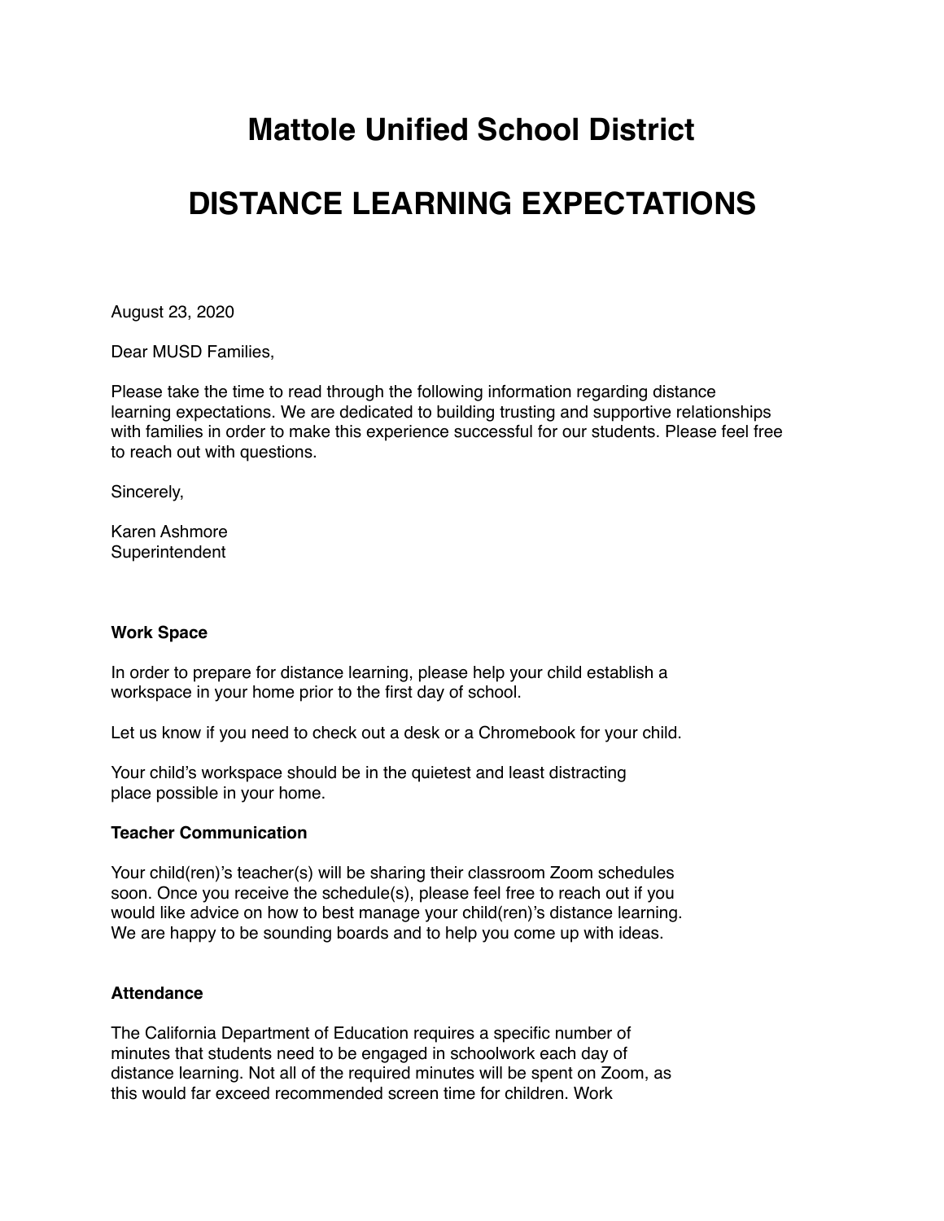# Mattole Unified School District

# DISTANCE LEARNING EXPECTATIONS

August 23, 2020

Dear MUSD Families,

Please take the time to read through the following information regarding distance learning expectations. We are dedicated to building trusting and supportive relationships with families in order to make this experience successful for our students. Please feel free to reach out with questions.

Sincerely,

Karen Ashmore
Superintendent

**Work Space**

In order to prepare for distance learning, please help your child establish a workspace in your home prior to the first day of school.

Let us know if you need to check out a desk or a Chromebook for your child.

Your child's workspace should be in the quietest and least distracting place possible in your home.

**Teacher Communication**

Your child(ren)'s teacher(s) will be sharing their classroom Zoom schedules soon. Once you receive the schedule(s), please feel free to reach out if you would like advice on how to best manage your child(ren)'s distance learning. We are happy to be sounding boards and to help you come up with ideas.

**Attendance**

The California Department of Education requires a specific number of minutes that students need to be engaged in schoolwork each day of distance learning. Not all of the required minutes will be spent on Zoom, as this would far exceed recommended screen time for children. Work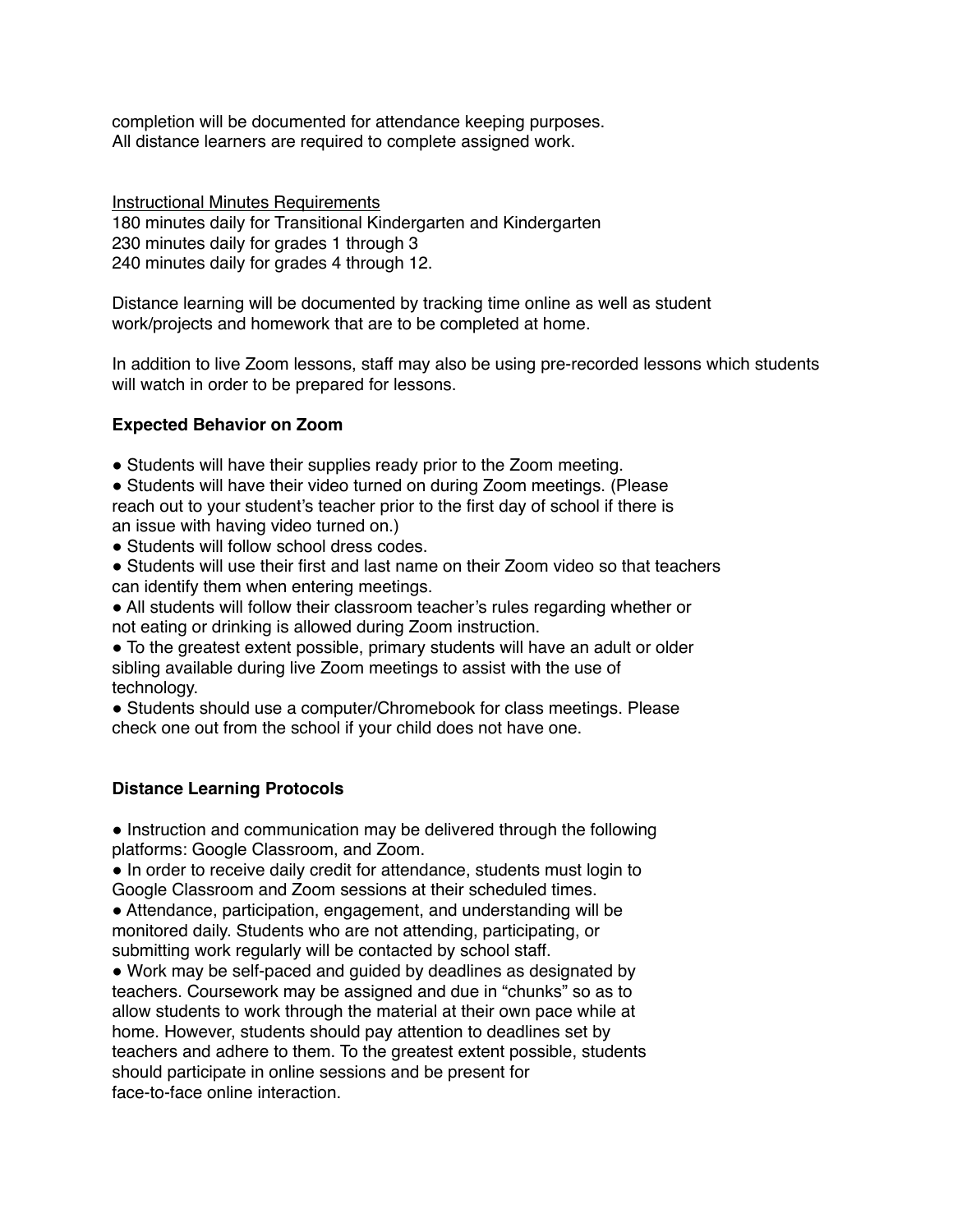completion will be documented for attendance keeping purposes.
All distance learners are required to complete assigned work.

<u>Instructional Minutes Requirements</u>
180 minutes daily for Transitional Kindergarten and Kindergarten
230 minutes daily for grades 1 through 3
240 minutes daily for grades 4 through 12.

Distance learning will be documented by tracking time online as well as student work/projects and homework that are to be completed at home.

In addition to live Zoom lessons, staff may also be using pre-recorded lessons which students will watch in order to be prepared for lessons.

**Expected Behavior on Zoom**

- Students will have their supplies ready prior to the Zoom meeting.
- Students will have their video turned on during Zoom meetings. (Please reach out to your student's teacher prior to the first day of school if there is an issue with having video turned on.)
- Students will follow school dress codes.
- Students will use their first and last name on their Zoom video so that teachers can identify them when entering meetings.
- All students will follow their classroom teacher's rules regarding whether or not eating or drinking is allowed during Zoom instruction.
- To the greatest extent possible, primary students will have an adult or older sibling available during live Zoom meetings to assist with the use of technology.
- Students should use a computer/Chromebook for class meetings. Please check one out from the school if your child does not have one.

**Distance Learning Protocols**

- Instruction and communication may be delivered through the following platforms: Google Classroom, and Zoom.
- In order to receive daily credit for attendance, students must login to Google Classroom and Zoom sessions at their scheduled times.
- Attendance, participation, engagement, and understanding will be monitored daily. Students who are not attending, participating, or submitting work regularly will be contacted by school staff.
- Work may be self-paced and guided by deadlines as designated by teachers. Coursework may be assigned and due in "chunks" so as to allow students to work through the material at their own pace while at home. However, students should pay attention to deadlines set by teachers and adhere to them. To the greatest extent possible, students should participate in online sessions and be present for face-to-face online interaction.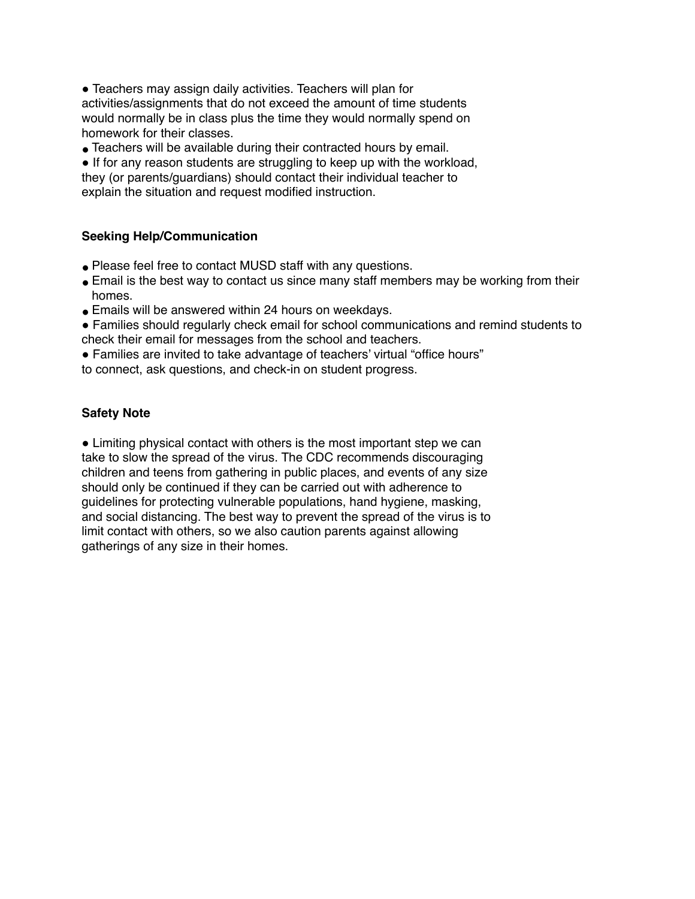- Teachers may assign daily activities. Teachers will plan for activities/assignments that do not exceed the amount of time students would normally be in class plus the time they would normally spend on homework for their classes.
- Teachers will be available during their contracted hours by email.
- If for any reason students are struggling to keep up with the workload, they (or parents/guardians) should contact their individual teacher to explain the situation and request modified instruction.

**Seeking Help/Communication**

- Please feel free to contact MUSD staff with any questions.
- Email is the best way to contact us since many staff members may be working from their homes.
- Emails will be answered within 24 hours on weekdays.
- Families should regularly check email for school communications and remind students to check their email for messages from the school and teachers.
- Families are invited to take advantage of teachers' virtual "office hours" to connect, ask questions, and check-in on student progress.

**Safety Note**

- Limiting physical contact with others is the most important step we can take to slow the spread of the virus. The CDC recommends discouraging children and teens from gathering in public places, and events of any size should only be continued if they can be carried out with adherence to guidelines for protecting vulnerable populations, hand hygiene, masking, and social distancing. The best way to prevent the spread of the virus is to limit contact with others, so we also caution parents against allowing gatherings of any size in their homes.